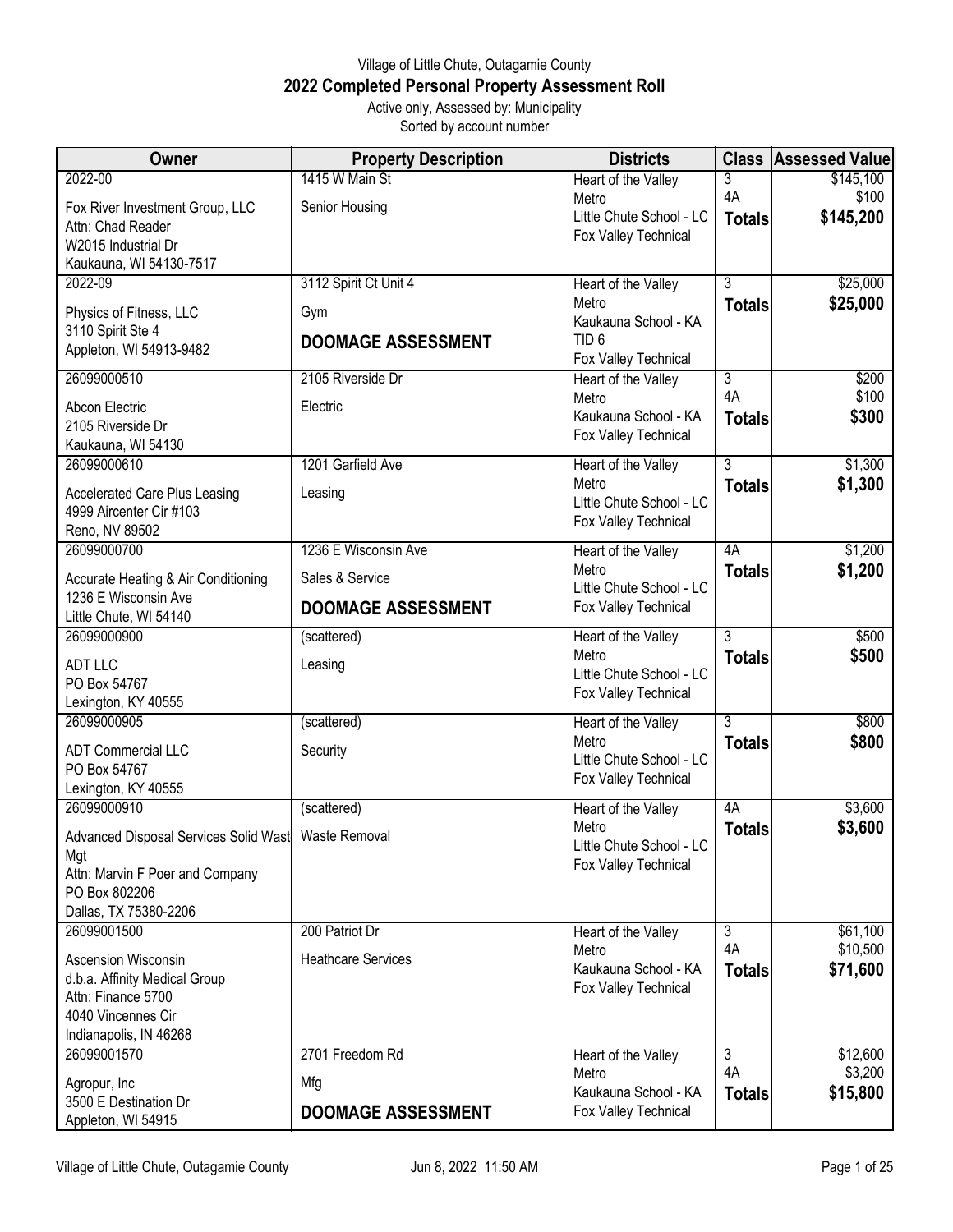Village of Little Chute, Outagamie County

# 2022 Completed Personal Property Assessment Roll

Active only, Assessed by: Municipality
Sorted by account number

| Owner | Property Description | Districts | Class | Assessed Value |
|---|---|---|---|---|
| 2022-00<br>Fox River Investment Group, LLC<br>Attn: Chad Reader<br>W2015 Industrial Dr<br>Kaukauna, WI 54130-7517 | 1415 W Main St<br>Senior Housing | Heart of the Valley Metro<br>Little Chute School - LC<br>Fox Valley Technical | 3<br>4A<br>**Totals** | $145,100<br>$100<br>**$145,200** |
| 2022-09<br>Physics of Fitness, LLC<br>3110 Spirit Ste 4<br>Appleton, WI 54913-9482 | 3112 Spirit Ct Unit 4<br>Gym<br>**DOOMAGE ASSESSMENT** | Heart of the Valley Metro<br>Kaukauna School - KA<br>TID 6<br>Fox Valley Technical | 3<br>**Totals** | $25,000<br>**$25,000** |
| 26099000510<br>Abcon Electric<br>2105 Riverside Dr<br>Kaukauna, WI 54130 | 2105 Riverside Dr<br>Electric | Heart of the Valley Metro<br>Kaukauna School - KA<br>Fox Valley Technical | 3<br>4A<br>**Totals** | $200<br>$100<br>**$300** |
| 26099000610<br>Accelerated Care Plus Leasing<br>4999 Aircenter Cir #103<br>Reno, NV 89502 | 1201 Garfield Ave<br>Leasing | Heart of the Valley Metro<br>Little Chute School - LC<br>Fox Valley Technical | 3<br>**Totals** | $1,300<br>**$1,300** |
| 26099000700<br>Accurate Heating & Air Conditioning<br>1236 E Wisconsin Ave<br>Little Chute, WI 54140 | 1236 E Wisconsin Ave<br>Sales & Service<br>**DOOMAGE ASSESSMENT** | Heart of the Valley Metro<br>Little Chute School - LC<br>Fox Valley Technical | 4A<br>**Totals** | $1,200<br>**$1,200** |
| 26099000900<br>ADT LLC<br>PO Box 54767<br>Lexington, KY 40555 | (scattered)<br>Leasing | Heart of the Valley Metro<br>Little Chute School - LC<br>Fox Valley Technical | 3<br>**Totals** | $500<br>**$500** |
| 26099000905<br>ADT Commercial LLC<br>PO Box 54767<br>Lexington, KY 40555 | (scattered)<br>Security | Heart of the Valley Metro<br>Little Chute School - LC<br>Fox Valley Technical | 3<br>**Totals** | $800<br>**$800** |
| 26099000910<br>Advanced Disposal Services Solid Wast Mgt<br>Attn: Marvin F Poer and Company<br>PO Box 802206<br>Dallas, TX 75380-2206 | (scattered)<br>Waste Removal | Heart of the Valley Metro<br>Little Chute School - LC<br>Fox Valley Technical | 4A<br>**Totals** | $3,600<br>**$3,600** |
| 26099001500<br>Ascension Wisconsin<br>d.b.a. Affinity Medical Group<br>Attn: Finance 5700<br>4040 Vincennes Cir<br>Indianapolis, IN 46268 | 200 Patriot Dr<br>Heathcare Services | Heart of the Valley Metro<br>Kaukauna School - KA<br>Fox Valley Technical | 3<br>4A<br>**Totals** | $61,100<br>$10,500<br>**$71,600** |
| 26099001570<br>Agropur, Inc<br>3500 E Destination Dr<br>Appleton, WI 54915 | 2701 Freedom Rd<br>Mfg<br>**DOOMAGE ASSESSMENT** | Heart of the Valley Metro<br>Kaukauna School - KA<br>Fox Valley Technical | 3<br>4A<br>**Totals** | $12,600<br>$3,200<br>**$15,800** |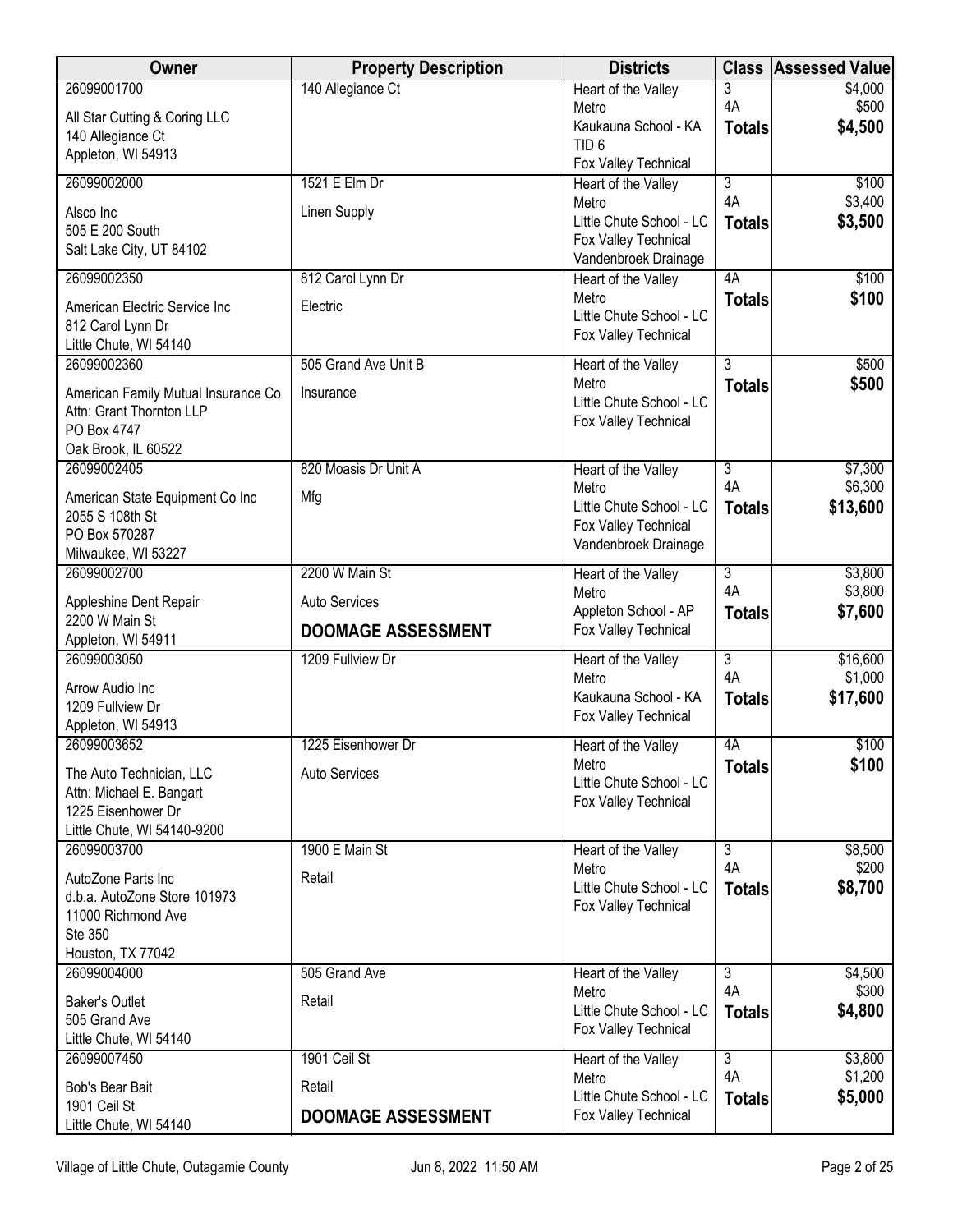| Owner | Property Description | Districts | Class | Assessed Value |
|---|---|---|---|---|
| 26099001700<br>All Star Cutting & Coring LLC<br>140 Allegiance Ct<br>Appleton, WI 54913 | 140 Allegiance Ct | Heart of the Valley Metro<br>Kaukauna School - KA<br>TID 6<br>Fox Valley Technical | 3<br>4A<br>**Totals** | $4,000<br>$500<br>**$4,500** |
| 26099002000<br>Alsco Inc<br>505 E 200 South<br>Salt Lake City, UT 84102 | 1521 E Elm Dr<br>Linen Supply | Heart of the Valley Metro<br>Little Chute School - LC<br>Fox Valley Technical<br>Vandenbroek Drainage | 3<br>4A<br>**Totals** | $100<br>$3,400<br>**$3,500** |
| 26099002350<br>American Electric Service Inc<br>812 Carol Lynn Dr<br>Little Chute, WI 54140 | 812 Carol Lynn Dr<br>Electric | Heart of the Valley Metro<br>Little Chute School - LC<br>Fox Valley Technical | 4A<br>**Totals** | $100<br>**$100** |
| 26099002360<br>American Family Mutual Insurance Co<br>Attn: Grant Thornton LLP<br>PO Box 4747<br>Oak Brook, IL 60522 | 505 Grand Ave Unit B<br>Insurance | Heart of the Valley Metro<br>Little Chute School - LC<br>Fox Valley Technical | 3<br>**Totals** | $500<br>**$500** |
| 26099002405<br>American State Equipment Co Inc<br>2055 S 108th St<br>PO Box 570287<br>Milwaukee, WI 53227 | 820 Moasis Dr Unit A<br>Mfg | Heart of the Valley Metro<br>Little Chute School - LC<br>Fox Valley Technical<br>Vandenbroek Drainage | 3<br>4A<br>**Totals** | $7,300<br>$6,300<br>**$13,600** |
| 26099002700<br>Appleshine Dent Repair<br>2200 W Main St<br>Appleton, WI 54911 | 2200 W Main St<br>Auto Services<br>**DOOMAGE ASSESSMENT** | Heart of the Valley Metro<br>Appleton School - AP<br>Fox Valley Technical | 3<br>4A<br>**Totals** | $3,800<br>$3,800<br>**$7,600** |
| 26099003050<br>Arrow Audio Inc<br>1209 Fullview Dr<br>Appleton, WI 54913 | 1209 Fullview Dr | Heart of the Valley Metro<br>Kaukauna School - KA<br>Fox Valley Technical | 3<br>4A<br>**Totals** | $16,600<br>$1,000<br>**$17,600** |
| 26099003652<br>The Auto Technician, LLC<br>Attn: Michael E. Bangart<br>1225 Eisenhower Dr<br>Little Chute, WI 54140-9200 | 1225 Eisenhower Dr<br>Auto Services | Heart of the Valley Metro<br>Little Chute School - LC<br>Fox Valley Technical | 4A<br>**Totals** | $100<br>**$100** |
| 26099003700<br>AutoZone Parts Inc<br>d.b.a. AutoZone Store 101973<br>11000 Richmond Ave<br>Ste 350<br>Houston, TX 77042 | 1900 E Main St<br>Retail | Heart of the Valley Metro<br>Little Chute School - LC<br>Fox Valley Technical | 3<br>4A<br>**Totals** | $8,500<br>$200<br>**$8,700** |
| 26099004000<br>Baker's Outlet<br>505 Grand Ave<br>Little Chute, WI 54140 | 505 Grand Ave<br>Retail | Heart of the Valley Metro<br>Little Chute School - LC<br>Fox Valley Technical | 3<br>4A<br>**Totals** | $4,500<br>$300<br>**$4,800** |
| 26099007450<br>Bob's Bear Bait<br>1901 Ceil St<br>Little Chute, WI 54140 | 1901 Ceil St<br>Retail<br>**DOOMAGE ASSESSMENT** | Heart of the Valley Metro<br>Little Chute School - LC<br>Fox Valley Technical | 3<br>4A<br>**Totals** | $3,800<br>$1,200<br>**$5,000** |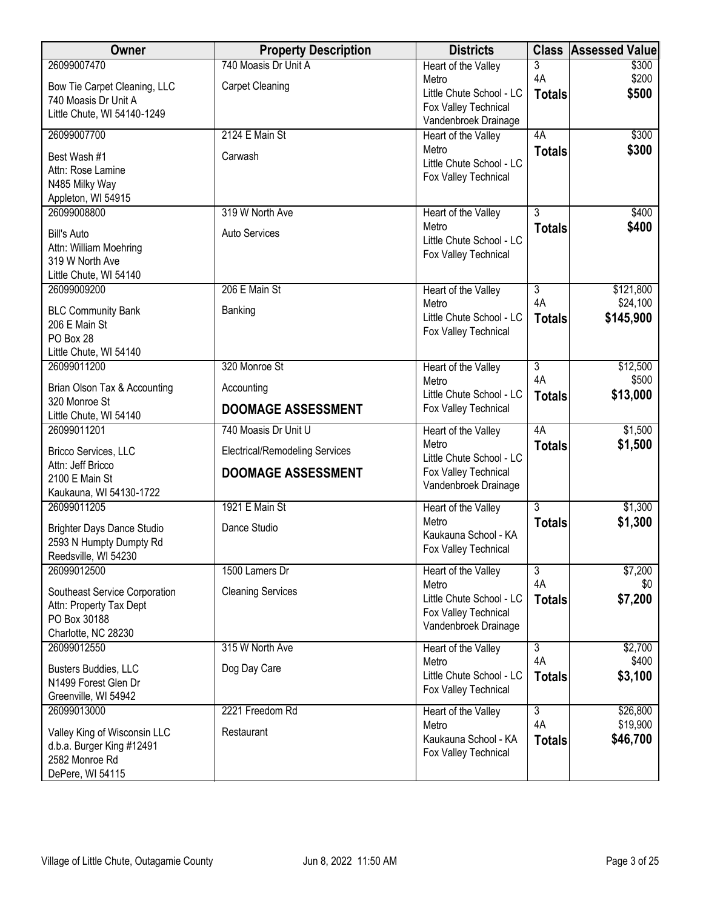| Owner | Property Description | Districts | Class | Assessed Value |
|---|---|---|---|---|
| 26099007470<br>Bow Tie Carpet Cleaning, LLC<br>740 Moasis Dr Unit A<br>Little Chute, WI 54140-1249 | 740 Moasis Dr Unit A<br>Carpet Cleaning | Heart of the Valley Metro<br>Little Chute School - LC<br>Fox Valley Technical<br>Vandenbroek Drainage | 3<br>4A<br>**Totals** | $300<br>$200<br>**$500** |
| 26099007700<br>Best Wash #1<br>Attn: Rose Lamine<br>N485 Milky Way<br>Appleton, WI 54915 | 2124 E Main St<br>Carwash | Heart of the Valley Metro<br>Little Chute School - LC<br>Fox Valley Technical | 4A<br>**Totals** | $300<br>**$300** |
| 26099008800<br>Bill's Auto<br>Attn: William Moehring<br>319 W North Ave<br>Little Chute, WI 54140 | 319 W North Ave<br>Auto Services | Heart of the Valley Metro<br>Little Chute School - LC<br>Fox Valley Technical | 3<br>**Totals** | $400<br>**$400** |
| 26099009200<br>BLC Community Bank<br>206 E Main St<br>PO Box 28<br>Little Chute, WI 54140 | 206 E Main St<br>Banking | Heart of the Valley Metro<br>Little Chute School - LC<br>Fox Valley Technical | 3<br>4A<br>**Totals** | $121,800<br>$24,100<br>**$145,900** |
| 26099011200<br>Brian Olson Tax & Accounting<br>320 Monroe St<br>Little Chute, WI 54140 | 320 Monroe St<br>Accounting<br>**DOOMAGE ASSESSMENT** | Heart of the Valley Metro<br>Little Chute School - LC<br>Fox Valley Technical | 3<br>4A<br>**Totals** | $12,500<br>$500<br>**$13,000** |
| 26099011201<br>Bricco Services, LLC<br>Attn: Jeff Bricco<br>2100 E Main St<br>Kaukauna, WI 54130-1722 | 740 Moasis Dr Unit U<br>Electrical/Remodeling Services<br>**DOOMAGE ASSESSMENT** | Heart of the Valley Metro<br>Little Chute School - LC<br>Fox Valley Technical<br>Vandenbroek Drainage | 4A<br>**Totals** | $1,500<br>**$1,500** |
| 26099011205<br>Brighter Days Dance Studio<br>2593 N Humpty Dumpty Rd<br>Reedsville, WI 54230 | 1921 E Main St<br>Dance Studio | Heart of the Valley Metro<br>Kaukauna School - KA<br>Fox Valley Technical | 3<br>**Totals** | $1,300<br>**$1,300** |
| 26099012500<br>Southeast Service Corporation<br>Attn: Property Tax Dept<br>PO Box 30188<br>Charlotte, NC 28230 | 1500 Lamers Dr<br>Cleaning Services | Heart of the Valley Metro<br>Little Chute School - LC<br>Fox Valley Technical<br>Vandenbroek Drainage | 3<br>4A<br>**Totals** | $7,200<br>$0<br>**$7,200** |
| 26099012550<br>Busters Buddies, LLC<br>N1499 Forest Glen Dr<br>Greenville, WI 54942 | 315 W North Ave<br>Dog Day Care | Heart of the Valley Metro<br>Little Chute School - LC<br>Fox Valley Technical | 3<br>4A<br>**Totals** | $2,700<br>$400<br>**$3,100** |
| 26099013000<br>Valley King of Wisconsin LLC<br>d.b.a. Burger King #12491<br>2582 Monroe Rd<br>DePere, WI 54115 | 2221 Freedom Rd<br>Restaurant | Heart of the Valley Metro<br>Kaukauna School - KA<br>Fox Valley Technical | 3<br>4A<br>**Totals** | $26,800<br>$19,900<br>**$46,700** |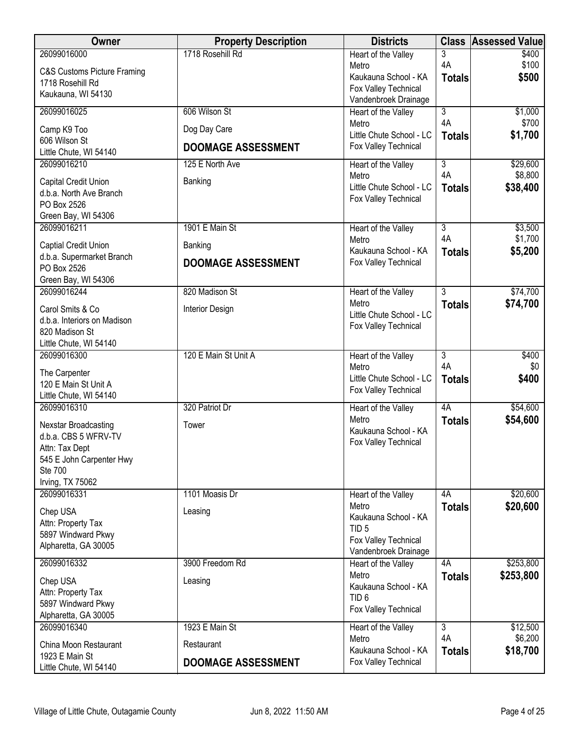| Owner | Property Description | Districts | Class | Assessed Value |
|---|---|---|---|---|
| 26099016000<br>C&S Customs Picture Framing<br>1718 Rosehill Rd<br>Kaukauna, WI 54130 | 1718 Rosehill Rd | Heart of the Valley Metro<br>Kaukauna School - KA<br>Fox Valley Technical<br>Vandenbroek Drainage | 3<br>4A<br>**Totals** | \$400<br>\$100<br>**\$500** |
| 26099016025<br>Camp K9 Too<br>606 Wilson St<br>Little Chute, WI 54140 | 606 Wilson St<br>Dog Day Care<br>**DOOMAGE ASSESSMENT** | Heart of the Valley Metro<br>Little Chute School - LC<br>Fox Valley Technical | 3<br>4A<br>**Totals** | \$1,000<br>\$700<br>**\$1,700** |
| 26099016210<br>Capital Credit Union<br>d.b.a. North Ave Branch<br>PO Box 2526<br>Green Bay, WI 54306 | 125 E North Ave<br>Banking | Heart of the Valley Metro<br>Little Chute School - LC<br>Fox Valley Technical | 3<br>4A<br>**Totals** | \$29,600<br>\$8,800<br>**\$38,400** |
| 26099016211<br>Captial Credit Union<br>d.b.a. Supermarket Branch<br>PO Box 2526<br>Green Bay, WI 54306 | 1901 E Main St<br>Banking<br>**DOOMAGE ASSESSMENT** | Heart of the Valley Metro<br>Kaukauna School - KA<br>Fox Valley Technical | 3<br>4A<br>**Totals** | \$3,500<br>\$1,700<br>**\$5,200** |
| 26099016244<br>Carol Smits & Co<br>d.b.a. Interiors on Madison<br>820 Madison St<br>Little Chute, WI 54140 | 820 Madison St<br>Interior Design | Heart of the Valley Metro<br>Little Chute School - LC<br>Fox Valley Technical | 3<br>**Totals** | \$74,700<br>**\$74,700** |
| 26099016300<br>The Carpenter<br>120 E Main St Unit A<br>Little Chute, WI 54140 | 120 E Main St Unit A | Heart of the Valley Metro<br>Little Chute School - LC<br>Fox Valley Technical | 3<br>4A<br>**Totals** | \$400<br>\$0<br>**\$400** |
| 26099016310<br>Nexstar Broadcasting<br>d.b.a. CBS 5 WFRV-TV<br>Attn: Tax Dept<br>545 E John Carpenter Hwy<br>Ste 700<br>Irving, TX 75062 | 320 Patriot Dr<br>Tower | Heart of the Valley Metro<br>Kaukauna School - KA<br>Fox Valley Technical | 4A<br>**Totals** | \$54,600<br>**\$54,600** |
| 26099016331<br>Chep USA<br>Attn: Property Tax<br>5897 Windward Pkwy<br>Alpharetta, GA 30005 | 1101 Moasis Dr<br>Leasing | Heart of the Valley Metro<br>Kaukauna School - KA<br>TID 5<br>Fox Valley Technical<br>Vandenbroek Drainage | 4A<br>**Totals** | \$20,600<br>**\$20,600** |
| 26099016332<br>Chep USA<br>Attn: Property Tax<br>5897 Windward Pkwy<br>Alpharetta, GA 30005 | 3900 Freedom Rd<br>Leasing | Heart of the Valley Metro<br>Kaukauna School - KA<br>TID 6<br>Fox Valley Technical | 4A<br>**Totals** | \$253,800<br>**\$253,800** |
| 26099016340<br>China Moon Restaurant<br>1923 E Main St<br>Little Chute, WI 54140 | 1923 E Main St<br>Restaurant<br>**DOOMAGE ASSESSMENT** | Heart of the Valley Metro<br>Kaukauna School - KA<br>Fox Valley Technical | 3<br>4A<br>**Totals** | \$12,500<br>\$6,200<br>**\$18,700** |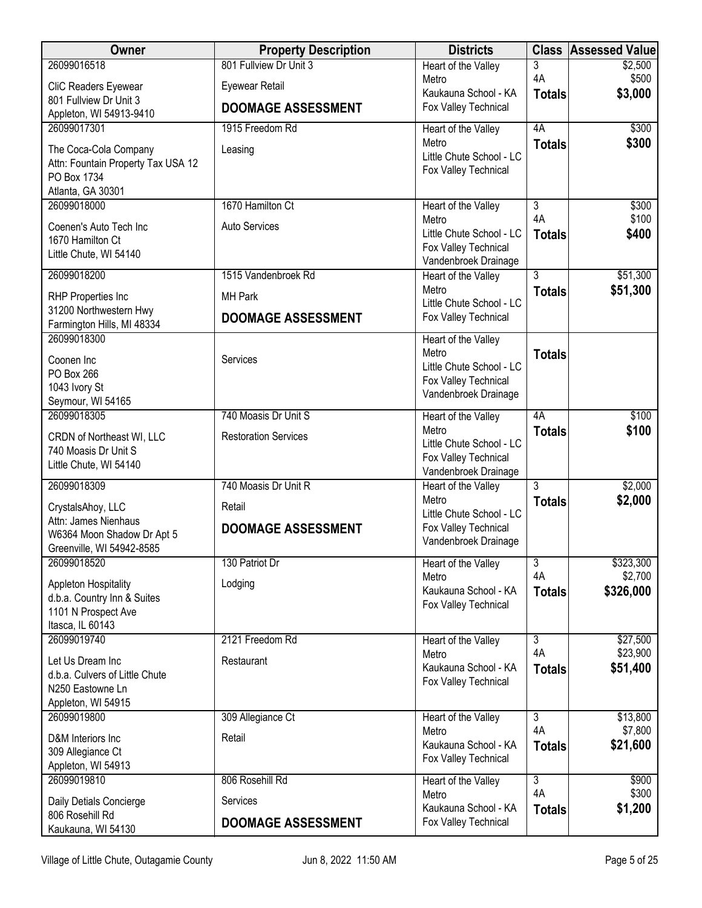| Owner | Property Description | Districts | Class | Assessed Value |
|---|---|---|---|---|
| 26099016518<br>CliC Readers Eyewear<br>801 Fullview Dr Unit 3<br>Appleton, WI 54913-9410 | 801 Fullview Dr Unit 3<br>Eyewear Retail<br>**DOOMAGE ASSESSMENT** | Heart of the Valley Metro<br>Kaukauna School - KA<br>Fox Valley Technical | 3<br>4A<br>**Totals** | \$2,500<br>\$500<br>**\$3,000** |
| 26099017301<br>The Coca-Cola Company<br>Attn: Fountain Property Tax USA 12<br>PO Box 1734<br>Atlanta, GA 30301 | 1915 Freedom Rd<br>Leasing | Heart of the Valley Metro<br>Little Chute School - LC<br>Fox Valley Technical | 4A<br>**Totals** | \$300<br>**\$300** |
| 26099018000<br>Coenen's Auto Tech Inc<br>1670 Hamilton Ct<br>Little Chute, WI 54140 | 1670 Hamilton Ct<br>Auto Services | Heart of the Valley Metro<br>Little Chute School - LC<br>Fox Valley Technical<br>Vandenbroek Drainage | 3<br>4A<br>**Totals** | \$300<br>\$100<br>**\$400** |
| 26099018200<br>RHP Properties Inc<br>31200 Northwestern Hwy<br>Farmington Hills, MI 48334 | 1515 Vandenbroek Rd<br>MH Park<br>**DOOMAGE ASSESSMENT** | Heart of the Valley Metro<br>Little Chute School - LC<br>Fox Valley Technical | 3<br>**Totals** | \$51,300<br>**\$51,300** |
| 26099018300<br>Coonen Inc<br>PO Box 266<br>1043 Ivory St<br>Seymour, WI 54165 | Services | Heart of the Valley Metro<br>Little Chute School - LC<br>Fox Valley Technical<br>Vandenbroek Drainage | **Totals** | |
| 26099018305<br>CRDN of Northeast WI, LLC<br>740 Moasis Dr Unit S<br>Little Chute, WI 54140 | 740 Moasis Dr Unit S<br>Restoration Services | Heart of the Valley Metro<br>Little Chute School - LC<br>Fox Valley Technical<br>Vandenbroek Drainage | 4A<br>**Totals** | \$100<br>**\$100** |
| 26099018309<br>CrystalsAhoy, LLC<br>Attn: James Nienhaus<br>W6364 Moon Shadow Dr Apt 5<br>Greenville, WI 54942-8585 | 740 Moasis Dr Unit R<br>Retail<br>**DOOMAGE ASSESSMENT** | Heart of the Valley Metro<br>Little Chute School - LC<br>Fox Valley Technical<br>Vandenbroek Drainage | 3<br>**Totals** | \$2,000<br>**\$2,000** |
| 26099018520<br>Appleton Hospitality<br>d.b.a. Country Inn & Suites<br>1101 N Prospect Ave<br>Itasca, IL 60143 | 130 Patriot Dr<br>Lodging | Heart of the Valley Metro<br>Kaukauna School - KA<br>Fox Valley Technical | 3<br>4A<br>**Totals** | \$323,300<br>\$2,700<br>**\$326,000** |
| 26099019740<br>Let Us Dream Inc<br>d.b.a. Culvers of Little Chute<br>N250 Eastowne Ln<br>Appleton, WI 54915 | 2121 Freedom Rd<br>Restaurant | Heart of the Valley Metro<br>Kaukauna School - KA<br>Fox Valley Technical | 3<br>4A<br>**Totals** | \$27,500<br>\$23,900<br>**\$51,400** |
| 26099019800<br>D&M Interiors Inc<br>309 Allegiance Ct<br>Appleton, WI 54913 | 309 Allegiance Ct<br>Retail | Heart of the Valley Metro<br>Kaukauna School - KA<br>Fox Valley Technical | 3<br>4A<br>**Totals** | \$13,800<br>\$7,800<br>**\$21,600** |
| 26099019810<br>Daily Detials Concierge<br>806 Rosehill Rd<br>Kaukauna, WI 54130 | 806 Rosehill Rd<br>Services<br>**DOOMAGE ASSESSMENT** | Heart of the Valley Metro<br>Kaukauna School - KA<br>Fox Valley Technical | 3<br>4A<br>**Totals** | \$900<br>\$300<br>**\$1,200** |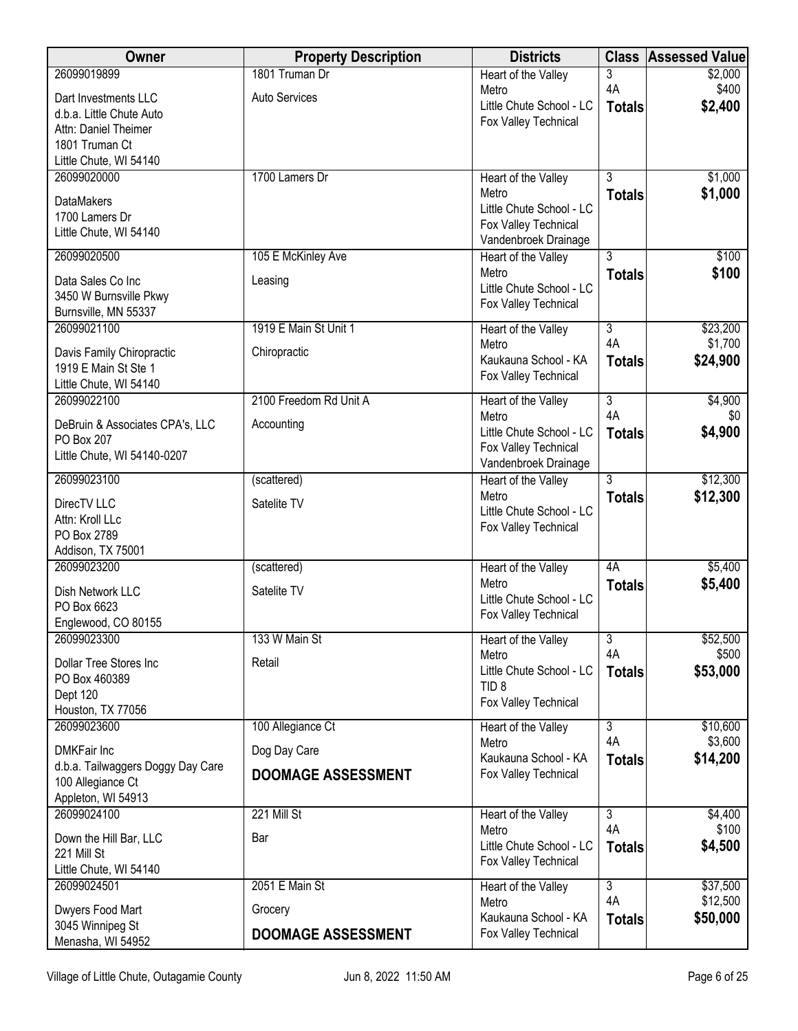| Owner | Property Description | Districts | Class | Assessed Value |
|---|---|---|---|---|
| 26099019899<br>Dart Investments LLC<br>d.b.a. Little Chute Auto<br>Attn: Daniel Theimer<br>1801 Truman Ct<br>Little Chute, WI 54140 | 1801 Truman Dr<br>Auto Services | Heart of the Valley Metro<br>Little Chute School - LC<br>Fox Valley Technical | 3<br>4A<br>**Totals** | $2,000<br>$400<br>**$2,400** |
| 26099020000<br>DataMakers<br>1700 Lamers Dr<br>Little Chute, WI 54140 | 1700 Lamers Dr | Heart of the Valley Metro<br>Little Chute School - LC<br>Fox Valley Technical<br>Vandenbroek Drainage | 3<br>**Totals** | $1,000<br>**$1,000** |
| 26099020500<br>Data Sales Co Inc<br>3450 W Burnsville Pkwy<br>Burnsville, MN 55337 | 105 E McKinley Ave<br>Leasing | Heart of the Valley Metro<br>Little Chute School - LC<br>Fox Valley Technical | 3<br>**Totals** | $100<br>**$100** |
| 26099021100<br>Davis Family Chiropractic<br>1919 E Main St Ste 1<br>Little Chute, WI 54140 | 1919 E Main St Unit 1<br>Chiropractic | Heart of the Valley Metro<br>Kaukauna School - KA<br>Fox Valley Technical | 3<br>4A<br>**Totals** | $23,200<br>$1,700<br>**$24,900** |
| 26099022100<br>DeBruin & Associates CPA's, LLC<br>PO Box 207<br>Little Chute, WI 54140-0207 | 2100 Freedom Rd Unit A<br>Accounting | Heart of the Valley Metro<br>Little Chute School - LC<br>Fox Valley Technical<br>Vandenbroek Drainage | 3<br>4A<br>**Totals** | $4,900<br>$0<br>**$4,900** |
| 26099023100<br>DirecTV LLC<br>Attn: Kroll LLc<br>PO Box 2789<br>Addison, TX 75001 | (scattered)<br>Satelite TV | Heart of the Valley Metro<br>Little Chute School - LC<br>Fox Valley Technical | 3<br>**Totals** | $12,300<br>**$12,300** |
| 26099023200<br>Dish Network LLC<br>PO Box 6623<br>Englewood, CO 80155 | (scattered)<br>Satelite TV | Heart of the Valley Metro<br>Little Chute School - LC<br>Fox Valley Technical | 4A<br>**Totals** | $5,400<br>**$5,400** |
| 26099023300<br>Dollar Tree Stores Inc<br>PO Box 460389<br>Dept 120<br>Houston, TX 77056 | 133 W Main St<br>Retail | Heart of the Valley Metro<br>Little Chute School - LC<br>TID 8<br>Fox Valley Technical | 3<br>4A<br>**Totals** | $52,500<br>$500<br>**$53,000** |
| 26099023600<br>DMKFair Inc<br>d.b.a. Tailwaggers Doggy Day Care<br>100 Allegiance Ct<br>Appleton, WI 54913 | 100 Allegiance Ct<br>Dog Day Care<br>**DOOMAGE ASSESSMENT** | Heart of the Valley Metro<br>Kaukauna School - KA<br>Fox Valley Technical | 3<br>4A<br>**Totals** | $10,600<br>$3,600<br>**$14,200** |
| 26099024100<br>Down the Hill Bar, LLC<br>221 Mill St<br>Little Chute, WI 54140 | 221 Mill St<br>Bar | Heart of the Valley Metro<br>Little Chute School - LC<br>Fox Valley Technical | 3<br>4A<br>**Totals** | $4,400<br>$100<br>**$4,500** |
| 26099024501<br>Dwyers Food Mart<br>3045 Winnipeg St<br>Menasha, WI 54952 | 2051 E Main St<br>Grocery<br>**DOOMAGE ASSESSMENT** | Heart of the Valley Metro<br>Kaukauna School - KA<br>Fox Valley Technical | 3<br>4A<br>**Totals** | $37,500<br>$12,500<br>**$50,000** |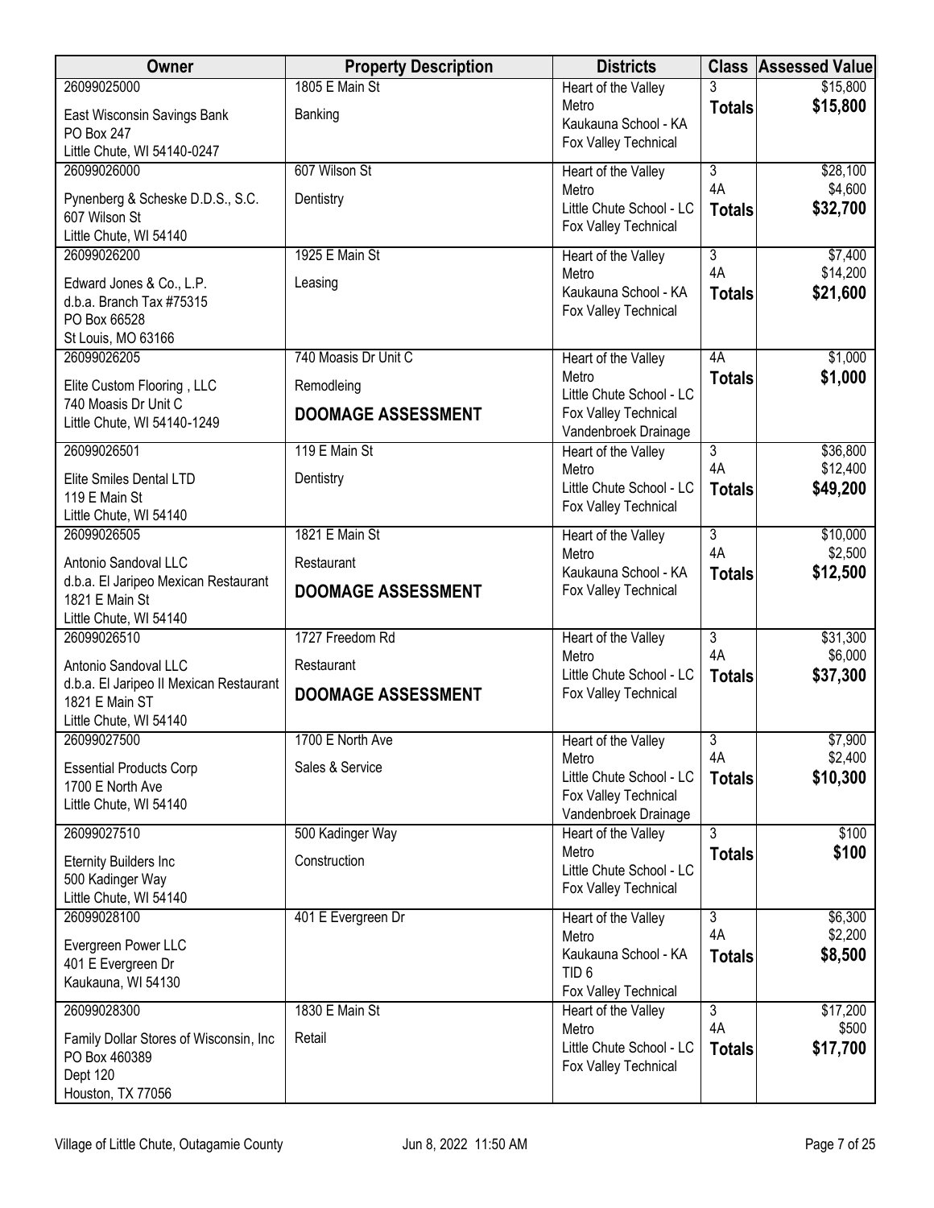| Owner | Property Description | Districts | Class | Assessed Value |
|---|---|---|---|---|
| 26099025000<br>East Wisconsin Savings Bank<br>PO Box 247<br>Little Chute, WI 54140-0247 | 1805 E Main St<br>Banking | Heart of the Valley Metro<br>Kaukauna School - KA<br>Fox Valley Technical | 3<br>**Totals** | $15,800<br>**$15,800** |
| 26099026000<br>Pynenberg & Scheske D.D.S., S.C.<br>607 Wilson St<br>Little Chute, WI 54140 | 607 Wilson St<br>Dentistry | Heart of the Valley Metro<br>Little Chute School - LC<br>Fox Valley Technical | 3<br>4A<br>**Totals** | $28,100<br>$4,600<br>**$32,700** |
| 26099026200<br>Edward Jones & Co., L.P.<br>d.b.a. Branch Tax #75315<br>PO Box 66528<br>St Louis, MO 63166 | 1925 E Main St<br>Leasing | Heart of the Valley Metro<br>Kaukauna School - KA<br>Fox Valley Technical | 3<br>4A<br>**Totals** | $7,400<br>$14,200<br>**$21,600** |
| 26099026205<br>Elite Custom Flooring , LLC<br>740 Moasis Dr Unit C<br>Little Chute, WI 54140-1249 | 740 Moasis Dr Unit C<br>Remodleing<br>**DOOMAGE ASSESSMENT** | Heart of the Valley Metro<br>Little Chute School - LC<br>Fox Valley Technical<br>Vandenbroek Drainage | 4A<br>**Totals** | $1,000<br>**$1,000** |
| 26099026501<br>Elite Smiles Dental LTD<br>119 E Main St<br>Little Chute, WI 54140 | 119 E Main St<br>Dentistry | Heart of the Valley Metro<br>Little Chute School - LC<br>Fox Valley Technical | 3<br>4A<br>**Totals** | $36,800<br>$12,400<br>**$49,200** |
| 26099026505<br>Antonio Sandoval LLC<br>d.b.a. El Jaripeo Mexican Restaurant<br>1821 E Main St<br>Little Chute, WI 54140 | 1821 E Main St<br>Restaurant<br>**DOOMAGE ASSESSMENT** | Heart of the Valley Metro<br>Kaukauna School - KA<br>Fox Valley Technical | 3<br>4A<br>**Totals** | $10,000<br>$2,500<br>**$12,500** |
| 26099026510<br>Antonio Sandoval LLC<br>d.b.a. El Jaripeo II Mexican Restaurant<br>1821 E Main ST<br>Little Chute, WI 54140 | 1727 Freedom Rd<br>Restaurant<br>**DOOMAGE ASSESSMENT** | Heart of the Valley Metro<br>Little Chute School - LC<br>Fox Valley Technical | 3<br>4A<br>**Totals** | $31,300<br>$6,000<br>**$37,300** |
| 26099027500<br>Essential Products Corp<br>1700 E North Ave<br>Little Chute, WI 54140 | 1700 E North Ave<br>Sales & Service | Heart of the Valley Metro<br>Little Chute School - LC<br>Fox Valley Technical<br>Vandenbroek Drainage | 3<br>4A<br>**Totals** | $7,900<br>$2,400<br>**$10,300** |
| 26099027510<br>Eternity Builders Inc<br>500 Kadinger Way<br>Little Chute, WI 54140 | 500 Kadinger Way<br>Construction | Heart of the Valley Metro<br>Little Chute School - LC<br>Fox Valley Technical | 3<br>**Totals** | $100<br>**$100** |
| 26099028100<br>Evergreen Power LLC<br>401 E Evergreen Dr<br>Kaukauna, WI 54130 | 401 E Evergreen Dr | Heart of the Valley Metro<br>Kaukauna School - KA<br>TID 6<br>Fox Valley Technical | 3<br>4A<br>**Totals** | $6,300<br>$2,200<br>**$8,500** |
| 26099028300<br>Family Dollar Stores of Wisconsin, Inc<br>PO Box 460389<br>Dept 120<br>Houston, TX 77056 | 1830 E Main St<br>Retail | Heart of the Valley Metro<br>Little Chute School - LC<br>Fox Valley Technical | 3<br>4A<br>**Totals** | $17,200<br>$500<br>**$17,700** |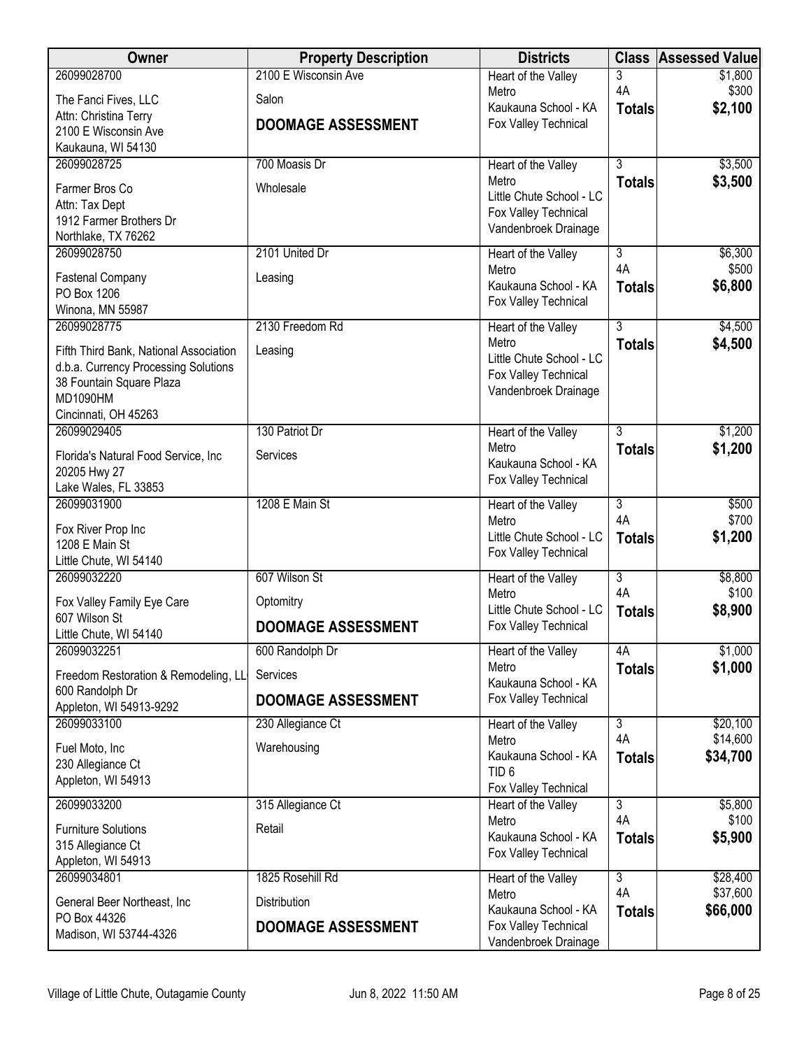| Owner | Property Description | Districts | Class | Assessed Value |
|---|---|---|---|---|
| 26099028700<br>The Fanci Fives, LLC<br>Attn: Christina Terry<br>2100 E Wisconsin Ave<br>Kaukauna, WI 54130 | 2100 E Wisconsin Ave<br>Salon<br>**DOOMAGE ASSESSMENT** | Heart of the Valley Metro<br>Kaukauna School - KA<br>Fox Valley Technical | 3<br>4A<br>**Totals** | $1,800<br>$300<br>**$2,100** |
| 26099028725<br>Farmer Bros Co<br>Attn: Tax Dept<br>1912 Farmer Brothers Dr<br>Northlake, TX 76262 | 700 Moasis Dr<br>Wholesale | Heart of the Valley Metro<br>Little Chute School - LC<br>Fox Valley Technical<br>Vandenbroek Drainage | 3<br>**Totals** | $3,500<br>**$3,500** |
| 26099028750<br>Fastenal Company<br>PO Box 1206<br>Winona, MN 55987 | 2101 United Dr<br>Leasing | Heart of the Valley Metro<br>Kaukauna School - KA<br>Fox Valley Technical | 3<br>4A<br>**Totals** | $6,300<br>$500<br>**$6,800** |
| 26099028775<br>Fifth Third Bank, National Association<br>d.b.a. Currency Processing Solutions<br>38 Fountain Square Plaza<br>MD1090HM<br>Cincinnati, OH 45263 | 2130 Freedom Rd<br>Leasing | Heart of the Valley Metro<br>Little Chute School - LC<br>Fox Valley Technical<br>Vandenbroek Drainage | 3<br>**Totals** | $4,500<br>**$4,500** |
| 26099029405<br>Florida's Natural Food Service, Inc<br>20205 Hwy 27<br>Lake Wales, FL 33853 | 130 Patriot Dr<br>Services | Heart of the Valley Metro<br>Kaukauna School - KA<br>Fox Valley Technical | 3<br>**Totals** | $1,200<br>**$1,200** |
| 26099031900<br>Fox River Prop Inc<br>1208 E Main St<br>Little Chute, WI 54140 | 1208 E Main St | Heart of the Valley Metro<br>Little Chute School - LC<br>Fox Valley Technical | 3<br>4A<br>**Totals** | $500<br>$700<br>**$1,200** |
| 26099032220<br>Fox Valley Family Eye Care<br>607 Wilson St<br>Little Chute, WI 54140 | 607 Wilson St<br>Optomitry<br>**DOOMAGE ASSESSMENT** | Heart of the Valley Metro<br>Little Chute School - LC<br>Fox Valley Technical | 3<br>4A<br>**Totals** | $8,800<br>$100<br>**$8,900** |
| 26099032251<br>Freedom Restoration & Remodeling, LL<br>600 Randolph Dr<br>Appleton, WI 54913-9292 | 600 Randolph Dr<br>Services<br>**DOOMAGE ASSESSMENT** | Heart of the Valley Metro<br>Kaukauna School - KA<br>Fox Valley Technical | 4A<br>**Totals** | $1,000<br>**$1,000** |
| 26099033100<br>Fuel Moto, Inc<br>230 Allegiance Ct<br>Appleton, WI 54913 | 230 Allegiance Ct<br>Warehousing | Heart of the Valley Metro<br>Kaukauna School - KA<br>TID 6<br>Fox Valley Technical | 3<br>4A<br>**Totals** | $20,100<br>$14,600<br>**$34,700** |
| 26099033200<br>Furniture Solutions<br>315 Allegiance Ct<br>Appleton, WI 54913 | 315 Allegiance Ct<br>Retail | Heart of the Valley Metro<br>Kaukauna School - KA<br>Fox Valley Technical | 3<br>4A<br>**Totals** | $5,800<br>$100<br>**$5,900** |
| 26099034801<br>General Beer Northeast, Inc<br>PO Box 44326<br>Madison, WI 53744-4326 | 1825 Rosehill Rd<br>Distribution<br>**DOOMAGE ASSESSMENT** | Heart of the Valley Metro<br>Kaukauna School - KA<br>Fox Valley Technical<br>Vandenbroek Drainage | 3<br>4A<br>**Totals** | $28,400<br>$37,600<br>**$66,000** |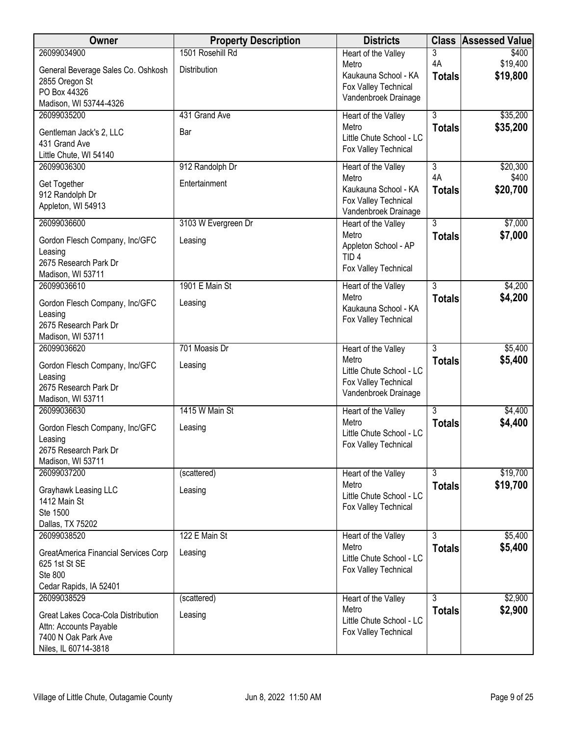| Owner | Property Description | Districts | Class | Assessed Value |
|---|---|---|---|---|
| 26099034900<br>General Beverage Sales Co. Oshkosh<br>2855 Oregon St<br>PO Box 44326<br>Madison, WI 53744-4326 | 1501 Rosehill Rd<br>Distribution | Heart of the Valley Metro<br>Kaukauna School - KA<br>Fox Valley Technical<br>Vandenbroek Drainage | 3<br>4A<br>**Totals** | $400<br>$19,400<br>**$19,800** |
| 26099035200<br>Gentleman Jack's 2, LLC<br>431 Grand Ave<br>Little Chute, WI 54140 | 431 Grand Ave<br>Bar | Heart of the Valley Metro<br>Little Chute School - LC<br>Fox Valley Technical | 3<br>**Totals** | $35,200<br>**$35,200** |
| 26099036300<br>Get Together<br>912 Randolph Dr<br>Appleton, WI 54913 | 912 Randolph Dr<br>Entertainment | Heart of the Valley Metro<br>Kaukauna School - KA<br>Fox Valley Technical<br>Vandenbroek Drainage | 3<br>4A<br>**Totals** | $20,300<br>$400<br>**$20,700** |
| 26099036600<br>Gordon Flesch Company, Inc/GFC Leasing<br>2675 Research Park Dr<br>Madison, WI 53711 | 3103 W Evergreen Dr<br>Leasing | Heart of the Valley Metro<br>Appleton School - AP<br>TID 4<br>Fox Valley Technical | 3<br>**Totals** | $7,000<br>**$7,000** |
| 26099036610<br>Gordon Flesch Company, Inc/GFC Leasing<br>2675 Research Park Dr<br>Madison, WI 53711 | 1901 E Main St<br>Leasing | Heart of the Valley Metro<br>Kaukauna School - KA<br>Fox Valley Technical | 3<br>**Totals** | $4,200<br>**$4,200** |
| 26099036620<br>Gordon Flesch Company, Inc/GFC Leasing<br>2675 Research Park Dr<br>Madison, WI 53711 | 701 Moasis Dr<br>Leasing | Heart of the Valley Metro<br>Little Chute School - LC<br>Fox Valley Technical<br>Vandenbroek Drainage | 3<br>**Totals** | $5,400<br>**$5,400** |
| 26099036630<br>Gordon Flesch Company, Inc/GFC Leasing<br>2675 Research Park Dr<br>Madison, WI 53711 | 1415 W Main St<br>Leasing | Heart of the Valley Metro<br>Little Chute School - LC<br>Fox Valley Technical | 3<br>**Totals** | $4,400<br>**$4,400** |
| 26099037200<br>Grayhawk Leasing LLC<br>1412 Main St<br>Ste 1500<br>Dallas, TX 75202 | (scattered)<br>Leasing | Heart of the Valley Metro<br>Little Chute School - LC<br>Fox Valley Technical | 3<br>**Totals** | $19,700<br>**$19,700** |
| 26099038520<br>GreatAmerica Financial Services Corp<br>625 1st St SE<br>Ste 800<br>Cedar Rapids, IA 52401 | 122 E Main St<br>Leasing | Heart of the Valley Metro<br>Little Chute School - LC<br>Fox Valley Technical | 3<br>**Totals** | $5,400<br>**$5,400** |
| 26099038529<br>Great Lakes Coca-Cola Distribution<br>Attn: Accounts Payable<br>7400 N Oak Park Ave<br>Niles, IL 60714-3818 | (scattered)<br>Leasing | Heart of the Valley Metro<br>Little Chute School - LC<br>Fox Valley Technical | 3<br>**Totals** | $2,900<br>**$2,900** |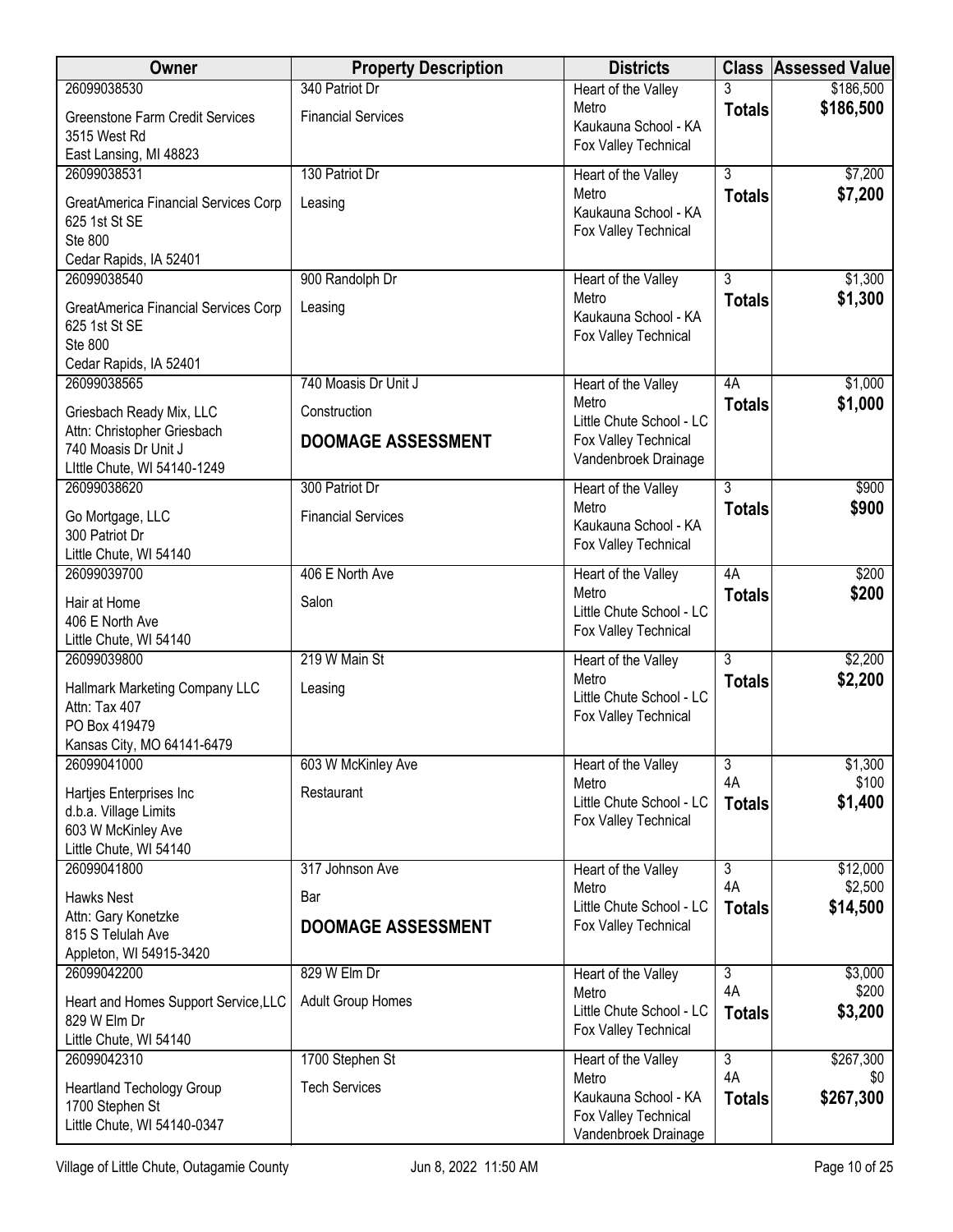| Owner | Property Description | Districts | Class | Assessed Value |
|---|---|---|---|---|
| 26099038530<br>Greenstone Farm Credit Services<br>3515 West Rd<br>East Lansing, MI 48823 | 340 Patriot Dr<br>Financial Services | Heart of the Valley Metro<br>Kaukauna School - KA<br>Fox Valley Technical | 3<br>**Totals** | $186,500<br>**$186,500** |
| 26099038531<br>GreatAmerica Financial Services Corp<br>625 1st St SE<br>Ste 800<br>Cedar Rapids, IA 52401 | 130 Patriot Dr<br>Leasing | Heart of the Valley Metro<br>Kaukauna School - KA<br>Fox Valley Technical | 3<br>**Totals** | $7,200<br>**$7,200** |
| 26099038540<br>GreatAmerica Financial Services Corp<br>625 1st St SE<br>Ste 800<br>Cedar Rapids, IA 52401 | 900 Randolph Dr<br>Leasing | Heart of the Valley Metro<br>Kaukauna School - KA<br>Fox Valley Technical | 3<br>**Totals** | $1,300<br>**$1,300** |
| 26099038565<br>Griesbach Ready Mix, LLC<br>Attn: Christopher Griesbach<br>740 Moasis Dr Unit J<br>LIttle Chute, WI 54140-1249 | 740 Moasis Dr Unit J<br>Construction<br>**DOOMAGE ASSESSMENT** | Heart of the Valley Metro<br>Little Chute School - LC<br>Fox Valley Technical<br>Vandenbroek Drainage | 4A<br>**Totals** | $1,000<br>**$1,000** |
| 26099038620<br>Go Mortgage, LLC<br>300 Patriot Dr<br>Little Chute, WI 54140 | 300 Patriot Dr<br>Financial Services | Heart of the Valley Metro<br>Kaukauna School - KA<br>Fox Valley Technical | 3<br>**Totals** | $900<br>**$900** |
| 26099039700<br>Hair at Home<br>406 E North Ave<br>Little Chute, WI 54140 | 406 E North Ave<br>Salon | Heart of the Valley Metro<br>Little Chute School - LC<br>Fox Valley Technical | 4A<br>**Totals** | $200<br>**$200** |
| 26099039800<br>Hallmark Marketing Company LLC<br>Attn: Tax 407<br>PO Box 419479<br>Kansas City, MO 64141-6479 | 219 W Main St<br>Leasing | Heart of the Valley Metro<br>Little Chute School - LC<br>Fox Valley Technical | 3<br>**Totals** | $2,200<br>**$2,200** |
| 26099041000<br>Hartjes Enterprises Inc<br>d.b.a. Village Limits<br>603 W McKinley Ave<br>Little Chute, WI 54140 | 603 W McKinley Ave<br>Restaurant | Heart of the Valley Metro<br>Little Chute School - LC<br>Fox Valley Technical | 3<br>4A<br>**Totals** | $1,300<br>$100<br>**$1,400** |
| 26099041800<br>Hawks Nest<br>Attn: Gary Konetzke<br>815 S Telulah Ave<br>Appleton, WI 54915-3420 | 317 Johnson Ave<br>Bar<br>**DOOMAGE ASSESSMENT** | Heart of the Valley Metro<br>Little Chute School - LC<br>Fox Valley Technical | 3<br>4A<br>**Totals** | $12,000<br>$2,500<br>**$14,500** |
| 26099042200<br>Heart and Homes Support Service,LLC<br>829 W Elm Dr<br>Little Chute, WI 54140 | 829 W Elm Dr<br>Adult Group Homes | Heart of the Valley Metro<br>Little Chute School - LC<br>Fox Valley Technical | 3<br>4A<br>**Totals** | $3,000<br>$200<br>**$3,200** |
| 26099042310<br>Heartland Techology Group<br>1700 Stephen St<br>Little Chute, WI 54140-0347 | 1700 Stephen St<br>Tech Services | Heart of the Valley Metro<br>Kaukauna School - KA<br>Fox Valley Technical<br>Vandenbroek Drainage | 3<br>4A<br>**Totals** | $267,300<br>$0<br>**$267,300** |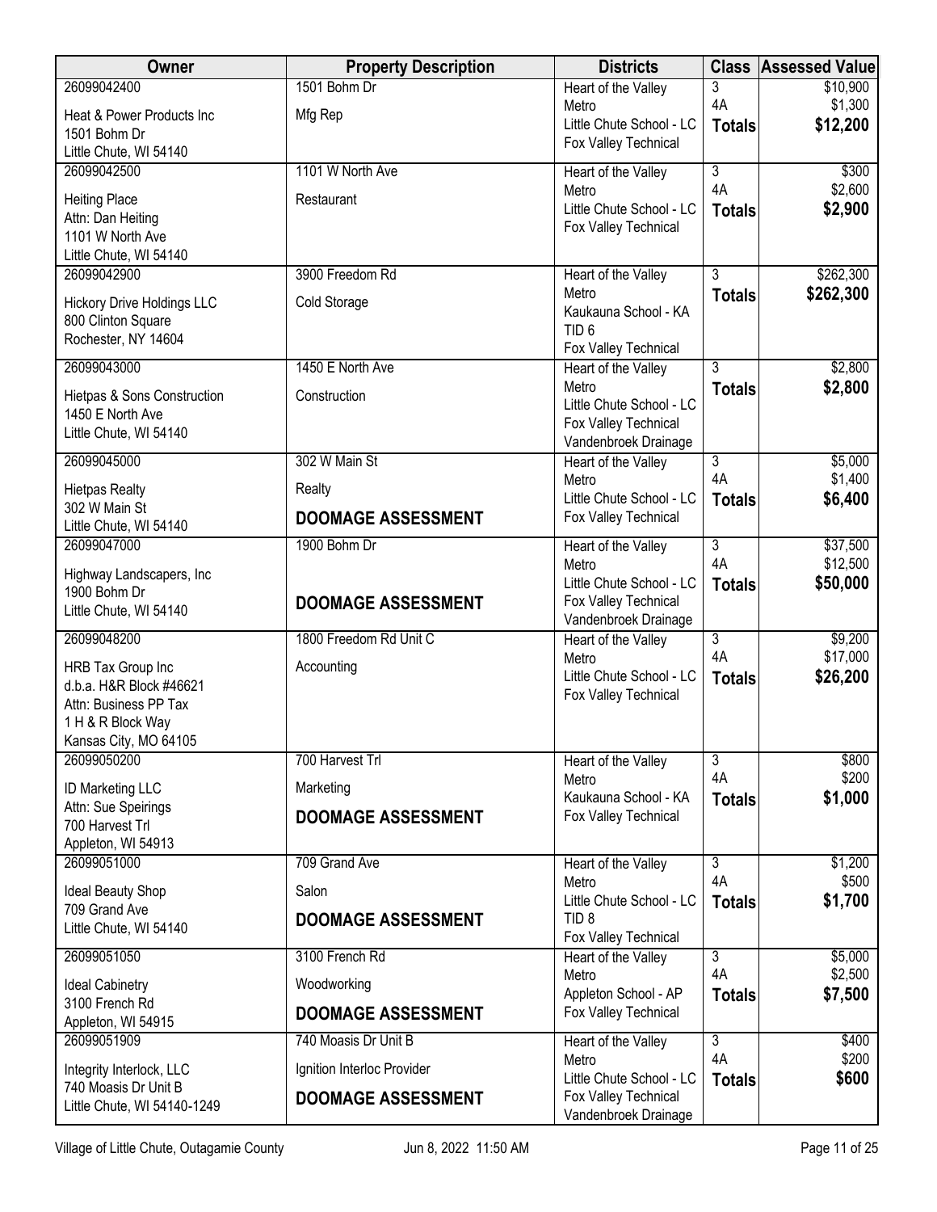| Owner | Property Description | Districts | Class | Assessed Value |
|---|---|---|---|---|
| 26099042400<br>Heat & Power Products Inc<br>1501 Bohm Dr<br>Little Chute, WI 54140 | 1501 Bohm Dr<br>Mfg Rep | Heart of the Valley Metro<br>Little Chute School - LC<br>Fox Valley Technical | 3<br>4A<br>**Totals** | $10,900<br>$1,300<br>**$12,200** |
| 26099042500<br>Heiting Place<br>Attn: Dan Heiting<br>1101 W North Ave<br>Little Chute, WI 54140 | 1101 W North Ave<br>Restaurant | Heart of the Valley Metro<br>Little Chute School - LC<br>Fox Valley Technical | 3<br>4A<br>**Totals** | $300<br>$2,600<br>**$2,900** |
| 26099042900<br>Hickory Drive Holdings LLC<br>800 Clinton Square<br>Rochester, NY 14604 | 3900 Freedom Rd<br>Cold Storage | Heart of the Valley Metro<br>Kaukauna School - KA<br>TID 6<br>Fox Valley Technical | 3<br>**Totals** | $262,300<br>**$262,300** |
| 26099043000<br>Hietpas & Sons Construction<br>1450 E North Ave<br>Little Chute, WI 54140 | 1450 E North Ave<br>Construction | Heart of the Valley Metro<br>Little Chute School - LC<br>Fox Valley Technical<br>Vandenbroek Drainage | 3<br>**Totals** | $2,800<br>**$2,800** |
| 26099045000<br>Hietpas Realty<br>302 W Main St<br>Little Chute, WI 54140 | 302 W Main St<br>Realty<br>**DOOMAGE ASSESSMENT** | Heart of the Valley Metro<br>Little Chute School - LC<br>Fox Valley Technical | 3<br>4A<br>**Totals** | $5,000<br>$1,400<br>**$6,400** |
| 26099047000<br>Highway Landscapers, Inc<br>1900 Bohm Dr<br>Little Chute, WI 54140 | 1900 Bohm Dr<br>**DOOMAGE ASSESSMENT** | Heart of the Valley Metro<br>Little Chute School - LC<br>Fox Valley Technical<br>Vandenbroek Drainage | 3<br>4A<br>**Totals** | $37,500<br>$12,500<br>**$50,000** |
| 26099048200<br>HRB Tax Group Inc<br>d.b.a. H&R Block #46621<br>Attn: Business PP Tax<br>1 H & R Block Way<br>Kansas City, MO 64105 | 1800 Freedom Rd Unit C<br>Accounting | Heart of the Valley Metro<br>Little Chute School - LC<br>Fox Valley Technical | 3<br>4A<br>**Totals** | $9,200<br>$17,000<br>**$26,200** |
| 26099050200<br>ID Marketing LLC<br>Attn: Sue Speirings<br>700 Harvest Trl<br>Appleton, WI 54913 | 700 Harvest Trl<br>Marketing<br>**DOOMAGE ASSESSMENT** | Heart of the Valley Metro<br>Kaukauna School - KA<br>Fox Valley Technical | 3<br>4A<br>**Totals** | $800<br>$200<br>**$1,000** |
| 26099051000<br>Ideal Beauty Shop<br>709 Grand Ave<br>Little Chute, WI 54140 | 709 Grand Ave<br>Salon<br>**DOOMAGE ASSESSMENT** | Heart of the Valley Metro<br>Little Chute School - LC<br>TID 8<br>Fox Valley Technical | 3<br>4A<br>**Totals** | $1,200<br>$500<br>**$1,700** |
| 26099051050<br>Ideal Cabinetry<br>3100 French Rd<br>Appleton, WI 54915 | 3100 French Rd<br>Woodworking<br>**DOOMAGE ASSESSMENT** | Heart of the Valley Metro<br>Appleton School - AP<br>Fox Valley Technical | 3<br>4A<br>**Totals** | $5,000<br>$2,500<br>**$7,500** |
| 26099051909<br>Integrity Interlock, LLC<br>740 Moasis Dr Unit B<br>Little Chute, WI 54140-1249 | 740 Moasis Dr Unit B<br>Ignition Interloc Provider<br>**DOOMAGE ASSESSMENT** | Heart of the Valley Metro<br>Little Chute School - LC<br>Fox Valley Technical<br>Vandenbroek Drainage | 3<br>4A<br>**Totals** | $400<br>$200<br>**$600** |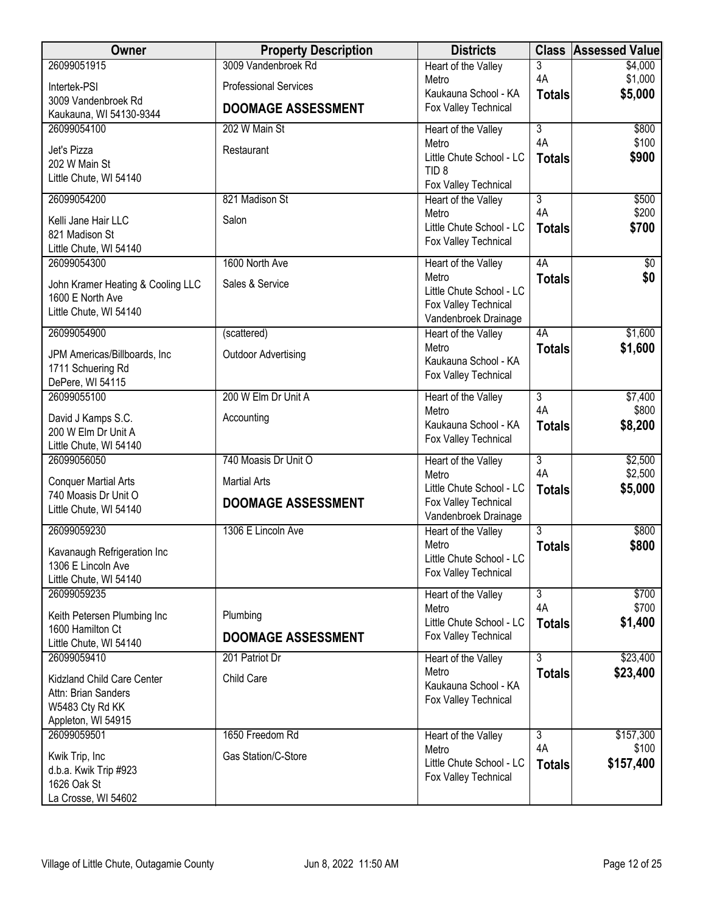| Owner | Property Description | Districts | Class | Assessed Value |
|---|---|---|---|---|
| 26099051915<br>Intertek-PSI<br>3009 Vandenbroek Rd<br>Kaukauna, WI 54130-9344 | 3009 Vandenbroek Rd<br>Professional Services<br>**DOOMAGE ASSESSMENT** | Heart of the Valley Metro<br>Kaukauna School - KA<br>Fox Valley Technical | 3<br>4A<br>**Totals** | $4,000<br>$1,000<br>**$5,000** |
| 26099054100<br>Jet's Pizza<br>202 W Main St<br>Little Chute, WI 54140 | 202 W Main St<br>Restaurant | Heart of the Valley Metro<br>Little Chute School - LC<br>TID 8<br>Fox Valley Technical | 3<br>4A<br>**Totals** | $800<br>$100<br>**$900** |
| 26099054200<br>Kelli Jane Hair LLC<br>821 Madison St<br>Little Chute, WI 54140 | 821 Madison St<br>Salon | Heart of the Valley Metro<br>Little Chute School - LC<br>Fox Valley Technical | 3<br>4A<br>**Totals** | $500<br>$200<br>**$700** |
| 26099054300<br>John Kramer Heating & Cooling LLC<br>1600 E North Ave<br>Little Chute, WI 54140 | 1600 North Ave<br>Sales & Service | Heart of the Valley Metro<br>Little Chute School - LC<br>Fox Valley Technical<br>Vandenbroek Drainage | 4A<br>**Totals** | $0<br>**$0** |
| 26099054900<br>JPM Americas/Billboards, Inc<br>1711 Schuering Rd<br>DePere, WI 54115 | (scattered)<br>Outdoor Advertising | Heart of the Valley Metro<br>Kaukauna School - KA<br>Fox Valley Technical | 4A<br>**Totals** | $1,600<br>**$1,600** |
| 26099055100<br>David J Kamps S.C.<br>200 W Elm Dr Unit A<br>Little Chute, WI 54140 | 200 W Elm Dr Unit A<br>Accounting | Heart of the Valley Metro<br>Kaukauna School - KA<br>Fox Valley Technical | 3<br>4A<br>**Totals** | $7,400<br>$800<br>**$8,200** |
| 26099056050<br>Conquer Martial Arts<br>740 Moasis Dr Unit O<br>Little Chute, WI 54140 | 740 Moasis Dr Unit O<br>Martial Arts<br>**DOOMAGE ASSESSMENT** | Heart of the Valley Metro<br>Little Chute School - LC<br>Fox Valley Technical<br>Vandenbroek Drainage | 3<br>4A<br>**Totals** | $2,500<br>$2,500<br>**$5,000** |
| 26099059230<br>Kavanaugh Refrigeration Inc<br>1306 E Lincoln Ave<br>Little Chute, WI 54140 | 1306 E Lincoln Ave | Heart of the Valley Metro<br>Little Chute School - LC<br>Fox Valley Technical | 3<br>**Totals** | $800<br>**$800** |
| 26099059235<br>Keith Petersen Plumbing Inc<br>1600 Hamilton Ct<br>Little Chute, WI 54140 | Plumbing<br>**DOOMAGE ASSESSMENT** | Heart of the Valley Metro<br>Little Chute School - LC<br>Fox Valley Technical | 3<br>4A<br>**Totals** | $700<br>$700<br>**$1,400** |
| 26099059410<br>Kidzland Child Care Center<br>Attn: Brian Sanders<br>W5483 Cty Rd KK<br>Appleton, WI 54915 | 201 Patriot Dr<br>Child Care | Heart of the Valley Metro<br>Kaukauna School - KA<br>Fox Valley Technical | 3<br>**Totals** | $23,400<br>**$23,400** |
| 26099059501<br>Kwik Trip, Inc<br>d.b.a. Kwik Trip #923<br>1626 Oak St<br>La Crosse, WI 54602 | 1650 Freedom Rd<br>Gas Station/C-Store | Heart of the Valley Metro<br>Little Chute School - LC<br>Fox Valley Technical | 3<br>4A<br>**Totals** | $157,300<br>$100<br>**$157,400** |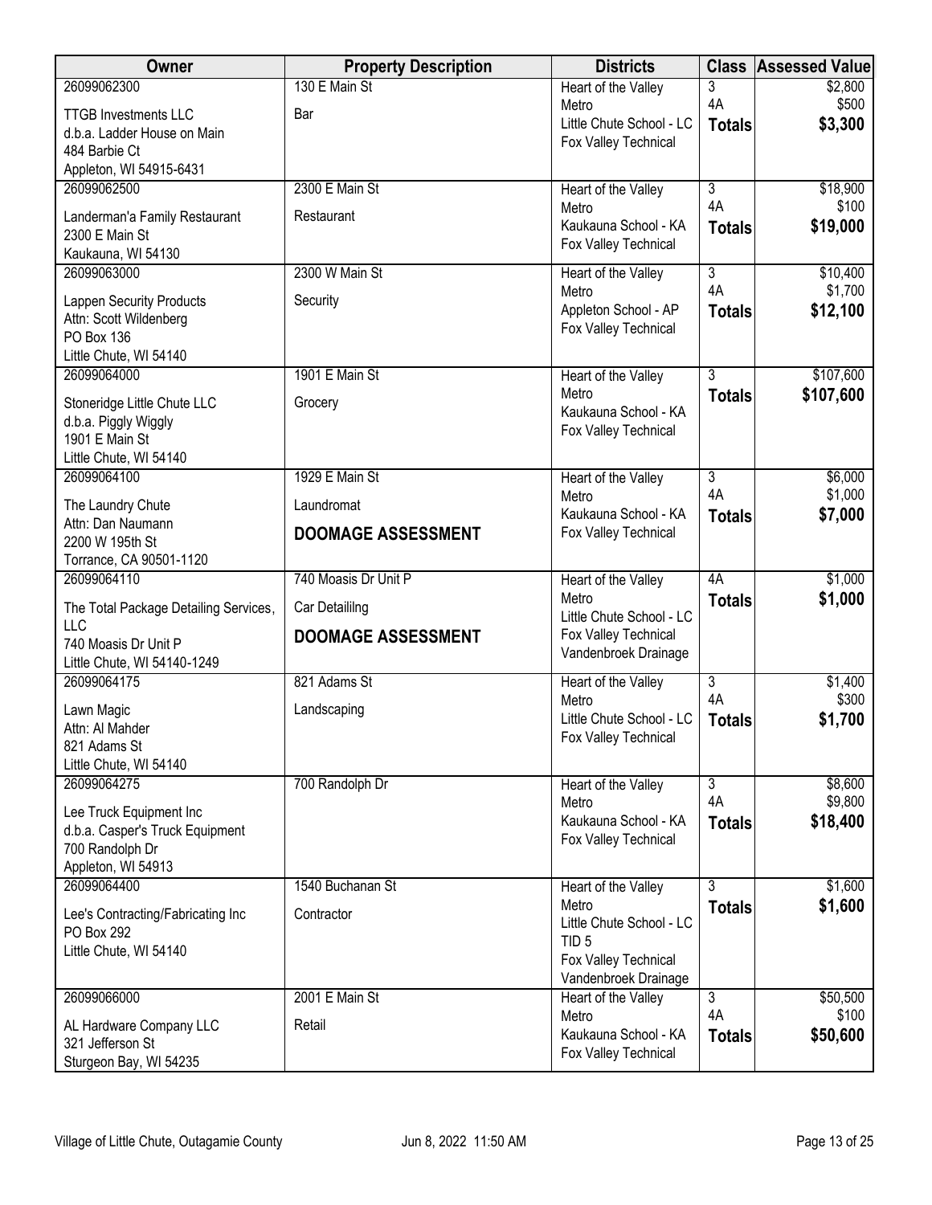| Owner | Property Description | Districts | Class | Assessed Value |
|---|---|---|---|---|
| 26099062300<br>TTGB Investments LLC<br>d.b.a. Ladder House on Main<br>484 Barbie Ct<br>Appleton, WI 54915-6431 | 130 E Main St<br>Bar | Heart of the Valley Metro<br>Little Chute School - LC<br>Fox Valley Technical | 3<br>4A<br>**Totals** | $2,800<br>$500<br>**$3,300** |
| 26099062500<br>Landerman'a Family Restaurant<br>2300 E Main St<br>Kaukauna, WI 54130 | 2300 E Main St<br>Restaurant | Heart of the Valley Metro<br>Kaukauna School - KA<br>Fox Valley Technical | 3<br>4A<br>**Totals** | $18,900<br>$100<br>**$19,000** |
| 26099063000<br>Lappen Security Products<br>Attn: Scott Wildenberg<br>PO Box 136<br>Little Chute, WI 54140 | 2300 W Main St<br>Security | Heart of the Valley Metro<br>Appleton School - AP<br>Fox Valley Technical | 3<br>4A<br>**Totals** | $10,400<br>$1,700<br>**$12,100** |
| 26099064000<br>Stoneridge Little Chute LLC<br>d.b.a. Piggly Wiggly<br>1901 E Main St<br>Little Chute, WI 54140 | 1901 E Main St<br>Grocery | Heart of the Valley Metro<br>Kaukauna School - KA<br>Fox Valley Technical | 3<br>**Totals** | $107,600<br>**$107,600** |
| 26099064100<br>The Laundry Chute<br>Attn: Dan Naumann<br>2200 W 195th St<br>Torrance, CA 90501-1120 | 1929 E Main St<br>Laundromat<br>**DOOMAGE ASSESSMENT** | Heart of the Valley Metro<br>Kaukauna School - KA<br>Fox Valley Technical | 3<br>4A<br>**Totals** | $6,000<br>$1,000<br>**$7,000** |
| 26099064110<br>The Total Package Detailing Services, LLC<br>740 Moasis Dr Unit P<br>Little Chute, WI 54140-1249 | 740 Moasis Dr Unit P<br>Car Detaililng<br>**DOOMAGE ASSESSMENT** | Heart of the Valley Metro<br>Little Chute School - LC<br>Fox Valley Technical<br>Vandenbroek Drainage | 4A<br>**Totals** | $1,000<br>**$1,000** |
| 26099064175<br>Lawn Magic<br>Attn: Al Mahder<br>821 Adams St<br>Little Chute, WI 54140 | 821 Adams St<br>Landscaping | Heart of the Valley Metro<br>Little Chute School - LC<br>Fox Valley Technical | 3<br>4A<br>**Totals** | $1,400<br>$300<br>**$1,700** |
| 26099064275<br>Lee Truck Equipment Inc<br>d.b.a. Casper's Truck Equipment<br>700 Randolph Dr<br>Appleton, WI 54913 | 700 Randolph Dr | Heart of the Valley Metro<br>Kaukauna School - KA<br>Fox Valley Technical | 3<br>4A<br>**Totals** | $8,600<br>$9,800<br>**$18,400** |
| 26099064400<br>Lee's Contracting/Fabricating Inc<br>PO Box 292<br>Little Chute, WI 54140 | 1540 Buchanan St<br>Contractor | Heart of the Valley Metro<br>Little Chute School - LC<br>TID 5<br>Fox Valley Technical<br>Vandenbroek Drainage | 3<br>**Totals** | $1,600<br>**$1,600** |
| 26099066000<br>AL Hardware Company LLC<br>321 Jefferson St<br>Sturgeon Bay, WI 54235 | 2001 E Main St<br>Retail | Heart of the Valley Metro<br>Kaukauna School - KA<br>Fox Valley Technical | 3<br>4A<br>**Totals** | $50,500<br>$100<br>**$50,600** |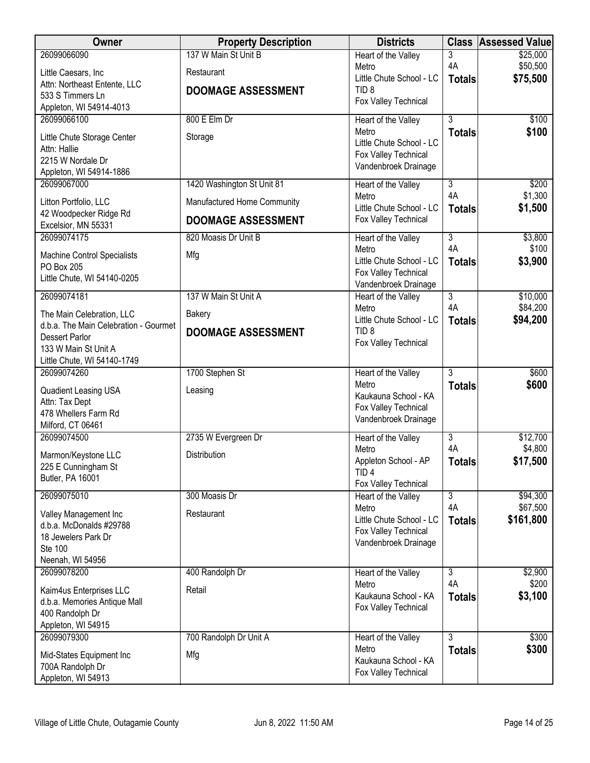| Owner | Property Description | Districts | Class | Assessed Value |
|---|---|---|---|---|
| 26099066090<br>Little Caesars, Inc<br>Attn: Northeast Entente, LLC<br>533 S Timmers Ln<br>Appleton, WI 54914-4013 | 137 W Main St Unit B<br>Restaurant<br>**DOOMAGE ASSESSMENT** | Heart of the Valley Metro<br>Little Chute School - LC<br>TID 8<br>Fox Valley Technical | 3<br>4A<br>**Totals** | $25,000<br>$50,500<br>**$75,500** |
| 26099066100<br>Little Chute Storage Center<br>Attn: Hallie<br>2215 W Nordale Dr<br>Appleton, WI 54914-1886 | 800 E Elm Dr<br>Storage | Heart of the Valley Metro<br>Little Chute School - LC<br>Fox Valley Technical<br>Vandenbroek Drainage | 3<br>**Totals** | $100<br>**$100** |
| 26099067000<br>Litton Portfolio, LLC<br>42 Woodpecker Ridge Rd<br>Excelsior, MN 55331 | 1420 Washington St Unit 81<br>Manufactured Home Community<br>**DOOMAGE ASSESSMENT** | Heart of the Valley Metro<br>Little Chute School - LC<br>Fox Valley Technical | 3<br>4A<br>**Totals** | $200<br>$1,300<br>**$1,500** |
| 26099074175<br>Machine Control Specialists<br>PO Box 205<br>Little Chute, WI 54140-0205 | 820 Moasis Dr Unit B<br>Mfg | Heart of the Valley Metro<br>Little Chute School - LC<br>Fox Valley Technical<br>Vandenbroek Drainage | 3<br>4A<br>**Totals** | $3,800<br>$100<br>**$3,900** |
| 26099074181<br>The Main Celebration, LLC<br>d.b.a. The Main Celebration - Gourmet Dessert Parlor<br>133 W Main St Unit A<br>Little Chute, WI 54140-1749 | 137 W Main St Unit A<br>Bakery<br>**DOOMAGE ASSESSMENT** | Heart of the Valley Metro<br>Little Chute School - LC<br>TID 8<br>Fox Valley Technical | 3<br>4A<br>**Totals** | $10,000<br>$84,200<br>**$94,200** |
| 26099074260<br>Quadient Leasing USA<br>Attn: Tax Dept<br>478 Whellers Farm Rd<br>Milford, CT 06461 | 1700 Stephen St<br>Leasing | Heart of the Valley Metro<br>Kaukauna School - KA<br>Fox Valley Technical<br>Vandenbroek Drainage | 3<br>**Totals** | $600<br>**$600** |
| 26099074500<br>Marmon/Keystone LLC<br>225 E Cunningham St<br>Butler, PA 16001 | 2735 W Evergreen Dr<br>Distribution | Heart of the Valley Metro<br>Appleton School - AP<br>TID 4<br>Fox Valley Technical | 3<br>4A<br>**Totals** | $12,700<br>$4,800<br>**$17,500** |
| 26099075010<br>Valley Management Inc<br>d.b.a. McDonalds #29788<br>18 Jewelers Park Dr<br>Ste 100<br>Neenah, WI 54956 | 300 Moasis Dr<br>Restaurant | Heart of the Valley Metro<br>Little Chute School - LC<br>Fox Valley Technical<br>Vandenbroek Drainage | 3<br>4A<br>**Totals** | $94,300<br>$67,500<br>**$161,800** |
| 26099078200<br>Kaim4us Enterprises LLC<br>d.b.a. Memories Antique Mall<br>400 Randolph Dr<br>Appleton, WI 54915 | 400 Randolph Dr<br>Retail | Heart of the Valley Metro<br>Kaukauna School - KA<br>Fox Valley Technical | 3<br>4A<br>**Totals** | $2,900<br>$200<br>**$3,100** |
| 26099079300<br>Mid-States Equipment Inc<br>700A Randolph Dr<br>Appleton, WI 54913 | 700 Randolph Dr Unit A<br>Mfg | Heart of the Valley Metro<br>Kaukauna School - KA<br>Fox Valley Technical | 3<br>**Totals** | $300<br>**$300** |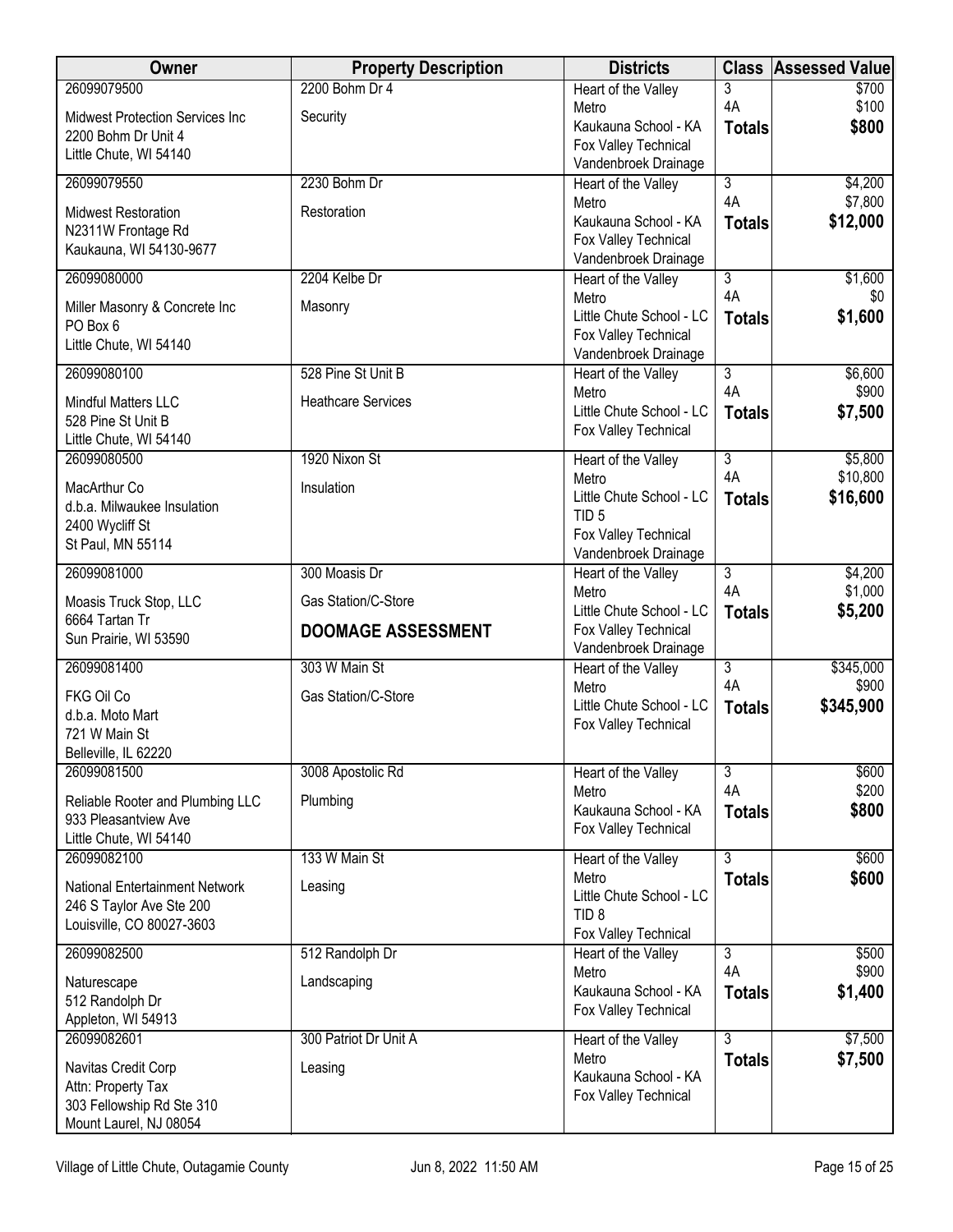| Owner | Property Description | Districts | Class | Assessed Value |
|---|---|---|---|---|
| 26099079500<br>Midwest Protection Services Inc<br>2200 Bohm Dr Unit 4<br>Little Chute, WI 54140 | 2200 Bohm Dr 4<br>Security | Heart of the Valley Metro<br>Kaukauna School - KA<br>Fox Valley Technical<br>Vandenbroek Drainage | 3<br>4A<br>**Totals** | \$700<br>\$100<br>**\$800** |
| 26099079550<br>Midwest Restoration<br>N2311W Frontage Rd<br>Kaukauna, WI 54130-9677 | 2230 Bohm Dr<br>Restoration | Heart of the Valley Metro<br>Kaukauna School - KA<br>Fox Valley Technical<br>Vandenbroek Drainage | 3<br>4A<br>**Totals** | \$4,200<br>\$7,800<br>**\$12,000** |
| 26099080000<br>Miller Masonry & Concrete Inc<br>PO Box 6<br>Little Chute, WI 54140 | 2204 Kelbe Dr<br>Masonry | Heart of the Valley Metro<br>Little Chute School - LC<br>Fox Valley Technical<br>Vandenbroek Drainage | 3<br>4A<br>**Totals** | \$1,600<br>\$0<br>**\$1,600** |
| 26099080100<br>Mindful Matters LLC<br>528 Pine St Unit B<br>Little Chute, WI 54140 | 528 Pine St Unit B<br>Heathcare Services | Heart of the Valley Metro<br>Little Chute School - LC<br>Fox Valley Technical | 3<br>4A<br>**Totals** | \$6,600<br>\$900<br>**\$7,500** |
| 26099080500<br>MacArthur Co<br>d.b.a. Milwaukee Insulation<br>2400 Wycliff St<br>St Paul, MN 55114 | 1920 Nixon St<br>Insulation | Heart of the Valley Metro<br>Little Chute School - LC<br>TID 5<br>Fox Valley Technical<br>Vandenbroek Drainage | 3<br>4A<br>**Totals** | \$5,800<br>\$10,800<br>**\$16,600** |
| 26099081000<br>Moasis Truck Stop, LLC<br>6664 Tartan Tr<br>Sun Prairie, WI 53590 | 300 Moasis Dr<br>Gas Station/C-Store<br>**DOOMAGE ASSESSMENT** | Heart of the Valley Metro<br>Little Chute School - LC<br>Fox Valley Technical<br>Vandenbroek Drainage | 3<br>4A<br>**Totals** | \$4,200<br>\$1,000<br>**\$5,200** |
| 26099081400<br>FKG Oil Co<br>d.b.a. Moto Mart<br>721 W Main St<br>Belleville, IL 62220 | 303 W Main St<br>Gas Station/C-Store | Heart of the Valley Metro<br>Little Chute School - LC<br>Fox Valley Technical | 3<br>4A<br>**Totals** | \$345,000<br>\$900<br>**\$345,900** |
| 26099081500<br>Reliable Rooter and Plumbing LLC<br>933 Pleasantview Ave<br>Little Chute, WI 54140 | 3008 Apostolic Rd<br>Plumbing | Heart of the Valley Metro<br>Kaukauna School - KA<br>Fox Valley Technical | 3<br>4A<br>**Totals** | \$600<br>\$200<br>**\$800** |
| 26099082100<br>National Entertainment Network<br>246 S Taylor Ave Ste 200<br>Louisville, CO 80027-3603 | 133 W Main St<br>Leasing | Heart of the Valley Metro<br>Little Chute School - LC<br>TID 8<br>Fox Valley Technical | 3<br>**Totals** | \$600<br>**\$600** |
| 26099082500<br>Naturescape<br>512 Randolph Dr<br>Appleton, WI 54913 | 512 Randolph Dr<br>Landscaping | Heart of the Valley Metro<br>Kaukauna School - KA<br>Fox Valley Technical | 3<br>4A<br>**Totals** | \$500<br>\$900<br>**\$1,400** |
| 26099082601<br>Navitas Credit Corp<br>Attn: Property Tax<br>303 Fellowship Rd Ste 310<br>Mount Laurel, NJ 08054 | 300 Patriot Dr Unit A<br>Leasing | Heart of the Valley Metro<br>Kaukauna School - KA<br>Fox Valley Technical | 3<br>**Totals** | \$7,500<br>**\$7,500** |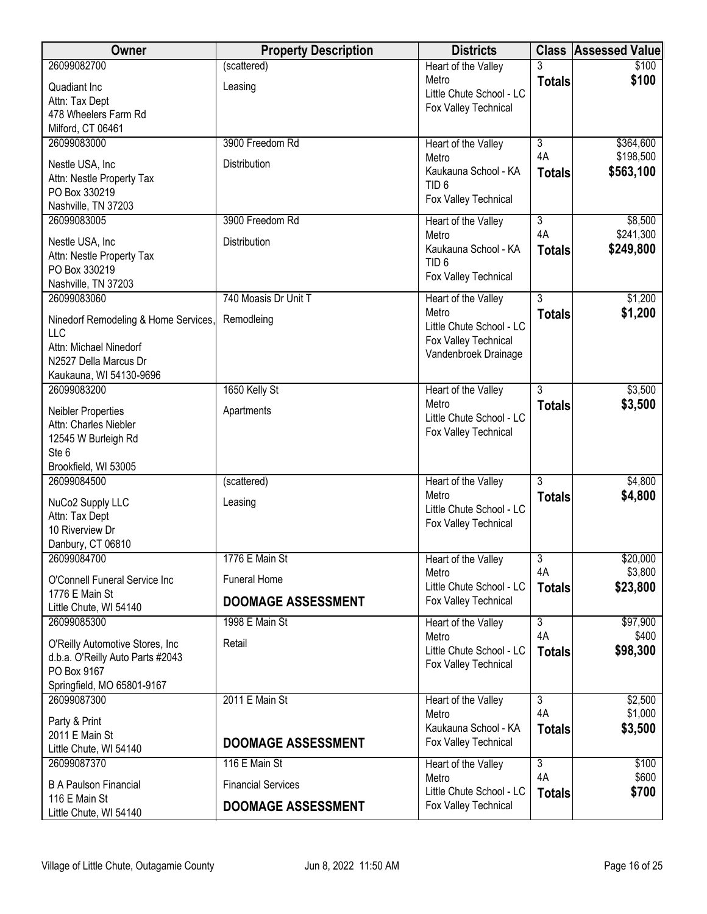| Owner | Property Description | Districts | Class | Assessed Value |
| --- | --- | --- | --- | --- |
| 26099082700<br>Quadiant Inc<br>Attn: Tax Dept<br>478 Wheelers Farm Rd<br>Milford, CT 06461 | (scattered)<br>Leasing | Heart of the Valley Metro<br>Little Chute School - LC<br>Fox Valley Technical | 3<br>**Totals** | $100<br>**$100** |
| 26099083000<br>Nestle USA, Inc<br>Attn: Nestle Property Tax<br>PO Box 330219<br>Nashville, TN 37203 | 3900 Freedom Rd<br>Distribution | Heart of the Valley Metro<br>Kaukauna School - KA<br>TID 6<br>Fox Valley Technical | 3<br>4A<br>**Totals** | $364,600<br>$198,500<br>**$563,100** |
| 26099083005<br>Nestle USA, Inc<br>Attn: Nestle Property Tax<br>PO Box 330219<br>Nashville, TN 37203 | 3900 Freedom Rd<br>Distribution | Heart of the Valley Metro<br>Kaukauna School - KA<br>TID 6<br>Fox Valley Technical | 3<br>4A<br>**Totals** | $8,500<br>$241,300<br>**$249,800** |
| 26099083060<br>Ninedorf Remodeling & Home Services, LLC<br>Attn: Michael Ninedorf<br>N2527 Della Marcus Dr<br>Kaukauna, WI 54130-9696 | 740 Moasis Dr Unit T<br>Remodleing | Heart of the Valley Metro<br>Little Chute School - LC<br>Fox Valley Technical<br>Vandenbroek Drainage | 3<br>**Totals** | $1,200<br>**$1,200** |
| 26099083200<br>Neibler Properties<br>Attn: Charles Niebler<br>12545 W Burleigh Rd<br>Ste 6<br>Brookfield, WI 53005 | 1650 Kelly St<br>Apartments | Heart of the Valley Metro<br>Little Chute School - LC<br>Fox Valley Technical | 3<br>**Totals** | $3,500<br>**$3,500** |
| 26099084500<br>NuCo2 Supply LLC<br>Attn: Tax Dept<br>10 Riverview Dr<br>Danbury, CT 06810 | (scattered)<br>Leasing | Heart of the Valley Metro<br>Little Chute School - LC<br>Fox Valley Technical | 3<br>**Totals** | $4,800<br>**$4,800** |
| 26099084700<br>O'Connell Funeral Service Inc<br>1776 E Main St<br>Little Chute, WI 54140 | 1776 E Main St<br>Funeral Home<br>**DOOMAGE ASSESSMENT** | Heart of the Valley Metro<br>Little Chute School - LC<br>Fox Valley Technical | 3<br>4A<br>**Totals** | $20,000<br>$3,800<br>**$23,800** |
| 26099085300<br>O'Reilly Automotive Stores, Inc<br>d.b.a. O'Reilly Auto Parts #2043<br>PO Box 9167<br>Springfield, MO 65801-9167 | 1998 E Main St<br>Retail | Heart of the Valley Metro<br>Little Chute School - LC<br>Fox Valley Technical | 3<br>4A<br>**Totals** | $97,900<br>$400<br>**$98,300** |
| 26099087300<br>Party & Print<br>2011 E Main St<br>Little Chute, WI 54140 | 2011 E Main St<br>**DOOMAGE ASSESSMENT** | Heart of the Valley Metro<br>Kaukauna School - KA<br>Fox Valley Technical | 3<br>4A<br>**Totals** | $2,500<br>$1,000<br>**$3,500** |
| 26099087370<br>B A Paulson Financial<br>116 E Main St<br>Little Chute, WI 54140 | 116 E Main St<br>Financial Services<br>**DOOMAGE ASSESSMENT** | Heart of the Valley Metro<br>Little Chute School - LC<br>Fox Valley Technical | 3<br>4A<br>**Totals** | $100<br>$600<br>**$700** |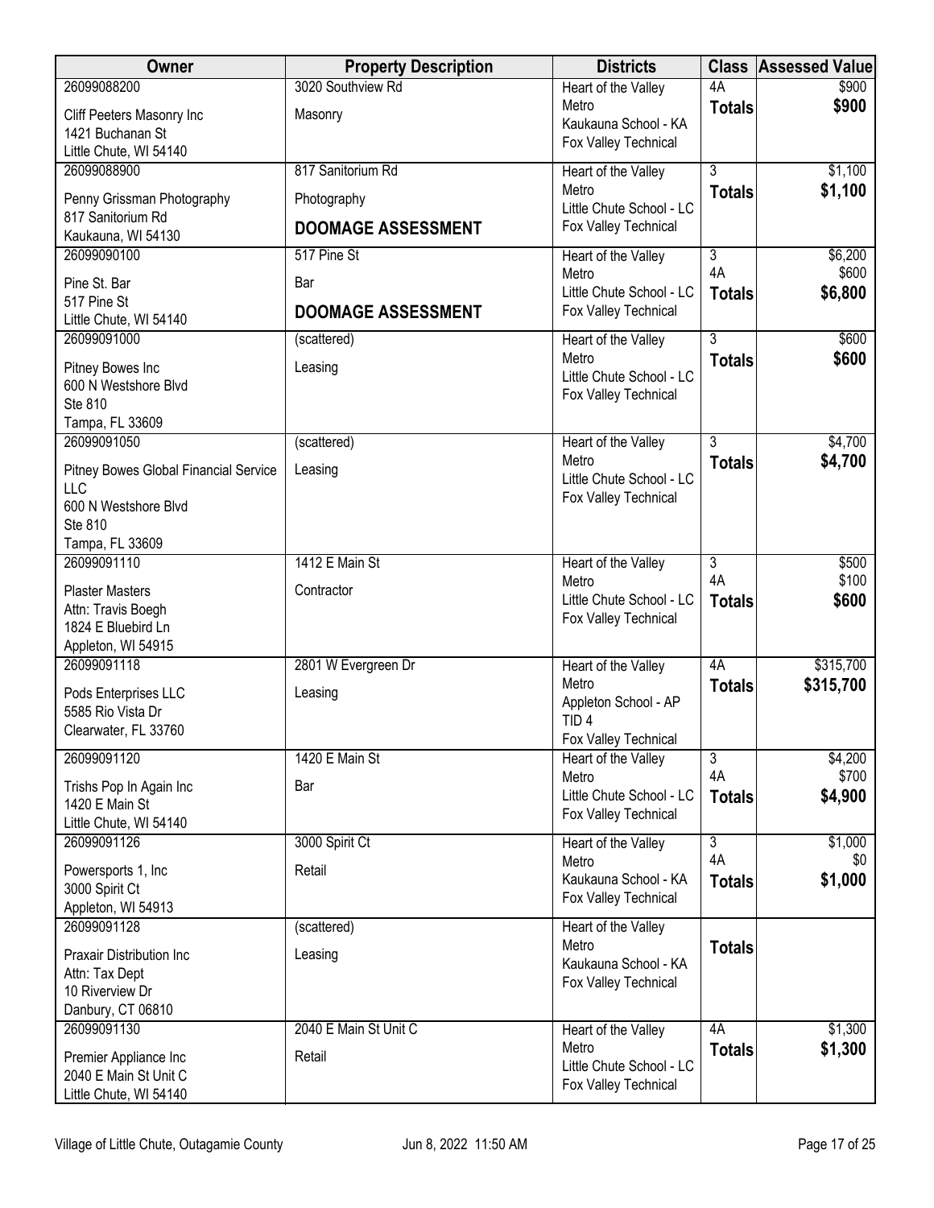| Owner | Property Description | Districts | Class | Assessed Value |
|---|---|---|---|---|
| 26099088200<br>Cliff Peeters Masonry Inc<br>1421 Buchanan St<br>Little Chute, WI 54140 | 3020 Southview Rd<br>Masonry | Heart of the Valley Metro<br>Kaukauna School - KA<br>Fox Valley Technical | 4A<br>**Totals** | $900<br>**$900** |
| 26099088900<br>Penny Grissman Photography<br>817 Sanitorium Rd<br>Kaukauna, WI 54130 | 817 Sanitorium Rd<br>Photography<br>**DOOMAGE ASSESSMENT** | Heart of the Valley Metro<br>Little Chute School - LC<br>Fox Valley Technical | 3<br>**Totals** | $1,100<br>**$1,100** |
| 26099090100<br>Pine St. Bar<br>517 Pine St<br>Little Chute, WI 54140 | 517 Pine St<br>Bar<br>**DOOMAGE ASSESSMENT** | Heart of the Valley Metro<br>Little Chute School - LC<br>Fox Valley Technical | 3<br>4A<br>**Totals** | $6,200<br>$600<br>**$6,800** |
| 26099091000<br>Pitney Bowes Inc<br>600 N Westshore Blvd<br>Ste 810<br>Tampa, FL 33609 | (scattered)<br>Leasing | Heart of the Valley Metro<br>Little Chute School - LC<br>Fox Valley Technical | 3<br>**Totals** | $600<br>**$600** |
| 26099091050<br>Pitney Bowes Global Financial Service LLC<br>600 N Westshore Blvd<br>Ste 810<br>Tampa, FL 33609 | (scattered)<br>Leasing | Heart of the Valley Metro<br>Little Chute School - LC<br>Fox Valley Technical | 3<br>**Totals** | $4,700<br>**$4,700** |
| 26099091110<br>Plaster Masters<br>Attn: Travis Boegh<br>1824 E Bluebird Ln<br>Appleton, WI 54915 | 1412 E Main St<br>Contractor | Heart of the Valley Metro<br>Little Chute School - LC<br>Fox Valley Technical | 3<br>4A<br>**Totals** | $500<br>$100<br>**$600** |
| 26099091118<br>Pods Enterprises LLC<br>5585 Rio Vista Dr<br>Clearwater, FL 33760 | 2801 W Evergreen Dr<br>Leasing | Heart of the Valley Metro<br>Appleton School - AP<br>TID 4<br>Fox Valley Technical | 4A<br>**Totals** | $315,700<br>**$315,700** |
| 26099091120<br>Trishs Pop In Again Inc<br>1420 E Main St<br>Little Chute, WI 54140 | 1420 E Main St<br>Bar | Heart of the Valley Metro<br>Little Chute School - LC<br>Fox Valley Technical | 3<br>4A<br>**Totals** | $4,200<br>$700<br>**$4,900** |
| 26099091126<br>Powersports 1, Inc<br>3000 Spirit Ct<br>Appleton, WI 54913 | 3000 Spirit Ct<br>Retail | Heart of the Valley Metro<br>Kaukauna School - KA<br>Fox Valley Technical | 3<br>4A<br>**Totals** | $1,000<br>$0<br>**$1,000** |
| 26099091128<br>Praxair Distribution Inc<br>Attn: Tax Dept<br>10 Riverview Dr<br>Danbury, CT 06810 | (scattered)<br>Leasing | Heart of the Valley Metro<br>Kaukauna School - KA<br>Fox Valley Technical | **Totals** | |
| 26099091130<br>Premier Appliance Inc<br>2040 E Main St Unit C<br>Little Chute, WI 54140 | 2040 E Main St Unit C<br>Retail | Heart of the Valley Metro<br>Little Chute School - LC<br>Fox Valley Technical | 4A<br>**Totals** | $1,300<br>**$1,300** |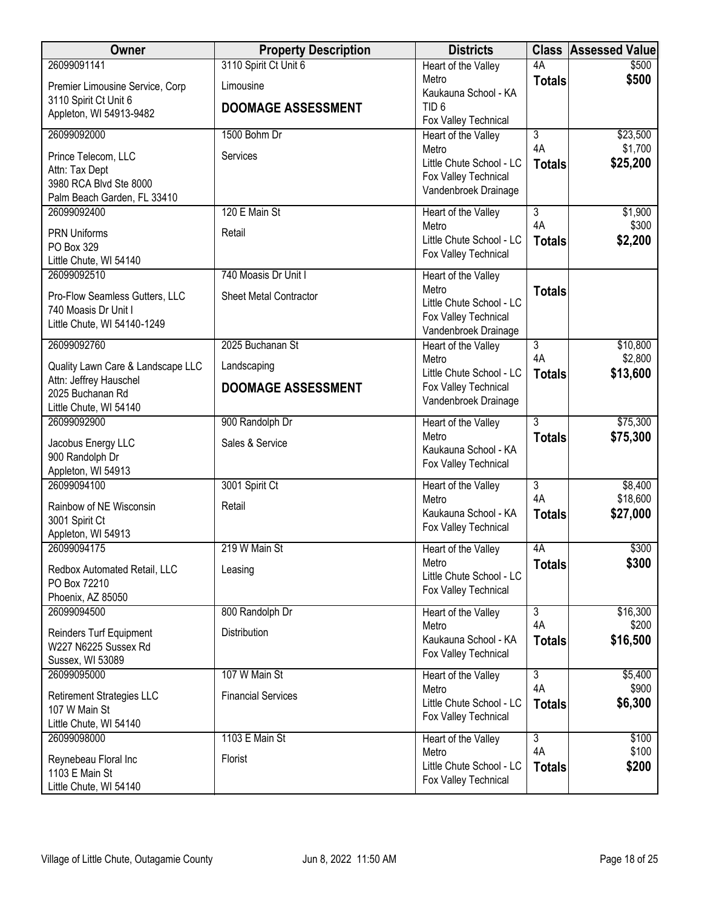| Owner | Property Description | Districts | Class | Assessed Value |
|---|---|---|---|---|
| 26099091141<br>Premier Limousine Service, Corp<br>3110 Spirit Ct Unit 6<br>Appleton, WI 54913-9482 | 3110 Spirit Ct Unit 6<br>Limousine<br>**DOOMAGE ASSESSMENT** | Heart of the Valley Metro<br>Kaukauna School - KA<br>TID 6<br>Fox Valley Technical | 4A<br>**Totals** | $500<br>**$500** |
| 26099092000<br>Prince Telecom, LLC<br>Attn: Tax Dept<br>3980 RCA Blvd Ste 8000<br>Palm Beach Garden, FL 33410 | 1500 Bohm Dr<br>Services | Heart of the Valley Metro<br>Little Chute School - LC<br>Fox Valley Technical<br>Vandenbroek Drainage | 3<br>4A<br>**Totals** | $23,500<br>$1,700<br>**$25,200** |
| 26099092400<br>PRN Uniforms<br>PO Box 329<br>Little Chute, WI 54140 | 120 E Main St<br>Retail | Heart of the Valley Metro<br>Little Chute School - LC<br>Fox Valley Technical | 3<br>4A<br>**Totals** | $1,900<br>$300<br>**$2,200** |
| 26099092510<br>Pro-Flow Seamless Gutters, LLC<br>740 Moasis Dr Unit I<br>Little Chute, WI 54140-1249 | 740 Moasis Dr Unit I<br>Sheet Metal Contractor | Heart of the Valley Metro<br>Little Chute School - LC<br>Fox Valley Technical<br>Vandenbroek Drainage | **Totals** | |
| 26099092760<br>Quality Lawn Care & Landscape LLC<br>Attn: Jeffrey Hauschel<br>2025 Buchanan Rd<br>Little Chute, WI 54140 | 2025 Buchanan St<br>Landscaping<br>**DOOMAGE ASSESSMENT** | Heart of the Valley Metro<br>Little Chute School - LC<br>Fox Valley Technical<br>Vandenbroek Drainage | 3<br>4A<br>**Totals** | $10,800<br>$2,800<br>**$13,600** |
| 26099092900<br>Jacobus Energy LLC<br>900 Randolph Dr<br>Appleton, WI 54913 | 900 Randolph Dr<br>Sales & Service | Heart of the Valley Metro<br>Kaukauna School - KA<br>Fox Valley Technical | 3<br>**Totals** | $75,300<br>**$75,300** |
| 26099094100<br>Rainbow of NE Wisconsin<br>3001 Spirit Ct<br>Appleton, WI 54913 | 3001 Spirit Ct<br>Retail | Heart of the Valley Metro<br>Kaukauna School - KA<br>Fox Valley Technical | 3<br>4A<br>**Totals** | $8,400<br>$18,600<br>**$27,000** |
| 26099094175<br>Redbox Automated Retail, LLC<br>PO Box 72210<br>Phoenix, AZ 85050 | 219 W Main St<br>Leasing | Heart of the Valley Metro<br>Little Chute School - LC<br>Fox Valley Technical | 4A<br>**Totals** | $300<br>**$300** |
| 26099094500<br>Reinders Turf Equipment<br>W227 N6225 Sussex Rd<br>Sussex, WI 53089 | 800 Randolph Dr<br>Distribution | Heart of the Valley Metro<br>Kaukauna School - KA<br>Fox Valley Technical | 3<br>4A<br>**Totals** | $16,300<br>$200<br>**$16,500** |
| 26099095000<br>Retirement Strategies LLC<br>107 W Main St<br>Little Chute, WI 54140 | 107 W Main St<br>Financial Services | Heart of the Valley Metro<br>Little Chute School - LC<br>Fox Valley Technical | 3<br>4A<br>**Totals** | $5,400<br>$900<br>**$6,300** |
| 26099098000<br>Reynebeau Floral Inc<br>1103 E Main St<br>Little Chute, WI 54140 | 1103 E Main St<br>Florist | Heart of the Valley Metro<br>Little Chute School - LC<br>Fox Valley Technical | 3<br>4A<br>**Totals** | $100<br>$100<br>**$200** |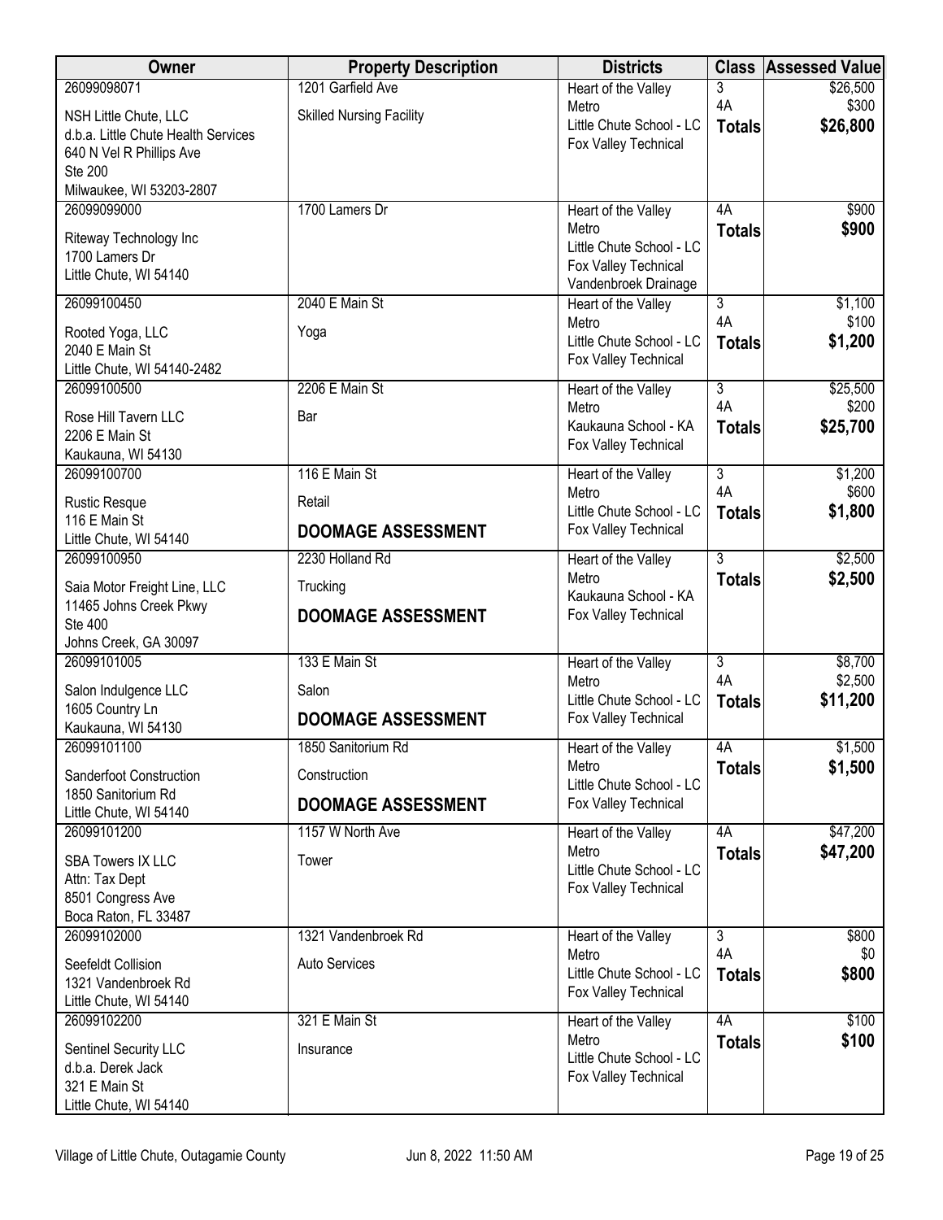| Owner | Property Description | Districts | Class | Assessed Value |
|---|---|---|---|---|
| 26099098071<br>NSH Little Chute, LLC<br>d.b.a. Little Chute Health Services<br>640 N Vel R Phillips Ave<br>Ste 200<br>Milwaukee, WI 53203-2807 | 1201 Garfield Ave<br>Skilled Nursing Facility | Heart of the Valley Metro<br>Little Chute School - LC<br>Fox Valley Technical | 3<br>4A<br>**Totals** | $26,500<br>$300<br>**$26,800** |
| 26099099000<br>Riteway Technology Inc<br>1700 Lamers Dr<br>Little Chute, WI 54140 | 1700 Lamers Dr | Heart of the Valley Metro<br>Little Chute School - LC<br>Fox Valley Technical<br>Vandenbroek Drainage | 4A<br>**Totals** | $900<br>**$900** |
| 26099100450<br>Rooted Yoga, LLC<br>2040 E Main St<br>Little Chute, WI 54140-2482 | 2040 E Main St<br>Yoga | Heart of the Valley Metro<br>Little Chute School - LC<br>Fox Valley Technical | 3<br>4A<br>**Totals** | $1,100<br>$100<br>**$1,200** |
| 26099100500<br>Rose Hill Tavern LLC<br>2206 E Main St<br>Kaukauna, WI 54130 | 2206 E Main St<br>Bar | Heart of the Valley Metro<br>Kaukauna School - KA<br>Fox Valley Technical | 3<br>4A<br>**Totals** | $25,500<br>$200<br>**$25,700** |
| 26099100700<br>Rustic Resque<br>116 E Main St<br>Little Chute, WI 54140 | 116 E Main St<br>Retail<br>**DOOMAGE ASSESSMENT** | Heart of the Valley Metro<br>Little Chute School - LC<br>Fox Valley Technical | 3<br>4A<br>**Totals** | $1,200<br>$600<br>**$1,800** |
| 26099100950<br>Saia Motor Freight Line, LLC<br>11465 Johns Creek Pkwy<br>Ste 400<br>Johns Creek, GA 30097 | 2230 Holland Rd<br>Trucking<br>**DOOMAGE ASSESSMENT** | Heart of the Valley Metro<br>Kaukauna School - KA<br>Fox Valley Technical | 3<br>**Totals** | $2,500<br>**$2,500** |
| 26099101005<br>Salon Indulgence LLC<br>1605 Country Ln<br>Kaukauna, WI 54130 | 133 E Main St<br>Salon<br>**DOOMAGE ASSESSMENT** | Heart of the Valley Metro<br>Little Chute School - LC<br>Fox Valley Technical | 3<br>4A<br>**Totals** | $8,700<br>$2,500<br>**$11,200** |
| 26099101100<br>Sanderfoot Construction<br>1850 Sanitorium Rd<br>Little Chute, WI 54140 | 1850 Sanitorium Rd<br>Construction<br>**DOOMAGE ASSESSMENT** | Heart of the Valley Metro<br>Little Chute School - LC<br>Fox Valley Technical | 4A<br>**Totals** | $1,500<br>**$1,500** |
| 26099101200<br>SBA Towers IX LLC<br>Attn: Tax Dept<br>8501 Congress Ave<br>Boca Raton, FL 33487 | 1157 W North Ave<br>Tower | Heart of the Valley Metro<br>Little Chute School - LC<br>Fox Valley Technical | 4A<br>**Totals** | $47,200<br>**$47,200** |
| 26099102000<br>Seefeldt Collision<br>1321 Vandenbroek Rd<br>Little Chute, WI 54140 | 1321 Vandenbroek Rd<br>Auto Services | Heart of the Valley Metro<br>Little Chute School - LC<br>Fox Valley Technical | 3<br>4A<br>**Totals** | $800<br>$0<br>**$800** |
| 26099102200<br>Sentinel Security LLC<br>d.b.a. Derek Jack<br>321 E Main St<br>Little Chute, WI 54140 | 321 E Main St<br>Insurance | Heart of the Valley Metro<br>Little Chute School - LC<br>Fox Valley Technical | 4A<br>**Totals** | $100<br>**$100** |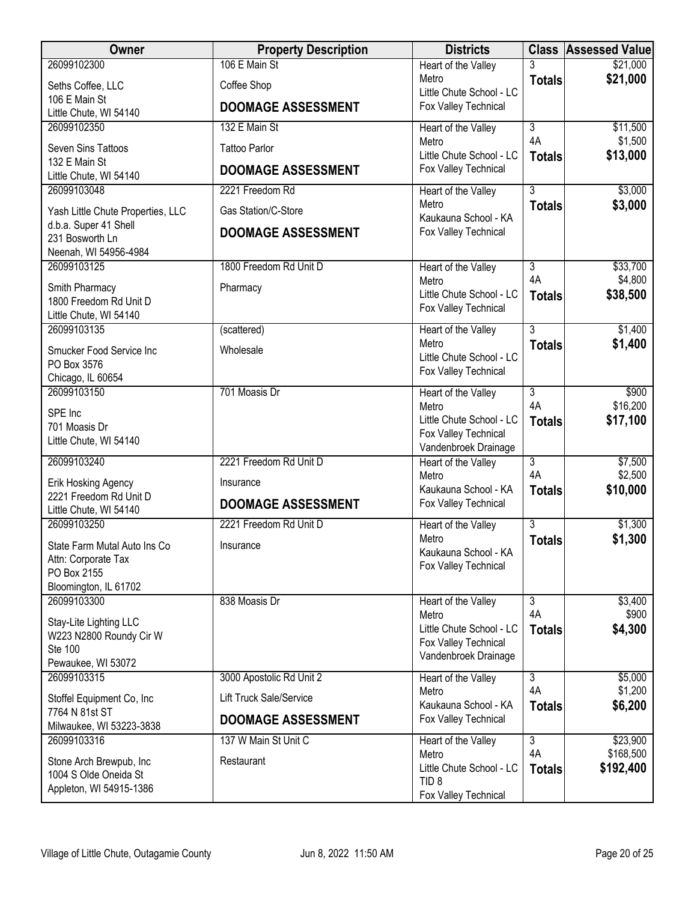| Owner | Property Description | Districts | Class | Assessed Value |
|---|---|---|---|---|
| 26099102300<br>Seths Coffee, LLC<br>106 E Main St<br>Little Chute, WI 54140 | 106 E Main St<br>Coffee Shop<br>**DOOMAGE ASSESSMENT** | Heart of the Valley Metro<br>Little Chute School - LC<br>Fox Valley Technical | 3<br>**Totals** | $21,000<br>**$21,000** |
| 26099102350<br>Seven Sins Tattoos<br>132 E Main St<br>Little Chute, WI 54140 | 132 E Main St<br>Tattoo Parlor<br>**DOOMAGE ASSESSMENT** | Heart of the Valley Metro<br>Little Chute School - LC<br>Fox Valley Technical | 3<br>4A<br>**Totals** | $11,500<br>$1,500<br>**$13,000** |
| 26099103048<br>Yash Little Chute Properties, LLC<br>d.b.a. Super 41 Shell<br>231 Bosworth Ln<br>Neenah, WI 54956-4984 | 2221 Freedom Rd<br>Gas Station/C-Store<br>**DOOMAGE ASSESSMENT** | Heart of the Valley Metro<br>Kaukauna School - KA<br>Fox Valley Technical | 3<br>**Totals** | $3,000<br>**$3,000** |
| 26099103125<br>Smith Pharmacy<br>1800 Freedom Rd Unit D<br>Little Chute, WI 54140 | 1800 Freedom Rd Unit D<br>Pharmacy | Heart of the Valley Metro<br>Little Chute School - LC<br>Fox Valley Technical | 3<br>4A<br>**Totals** | $33,700<br>$4,800<br>**$38,500** |
| 26099103135<br>Smucker Food Service Inc<br>PO Box 3576<br>Chicago, IL 60654 | (scattered)<br>Wholesale | Heart of the Valley Metro<br>Little Chute School - LC<br>Fox Valley Technical | 3<br>**Totals** | $1,400<br>**$1,400** |
| 26099103150<br>SPE Inc<br>701 Moasis Dr<br>Little Chute, WI 54140 | 701 Moasis Dr | Heart of the Valley Metro<br>Little Chute School - LC<br>Fox Valley Technical<br>Vandenbroek Drainage | 3<br>4A<br>**Totals** | $900<br>$16,200<br>**$17,100** |
| 26099103240<br>Erik Hosking Agency<br>2221 Freedom Rd Unit D<br>Little Chute, WI 54140 | 2221 Freedom Rd Unit D<br>Insurance<br>**DOOMAGE ASSESSMENT** | Heart of the Valley Metro<br>Kaukauna School - KA<br>Fox Valley Technical | 3<br>4A<br>**Totals** | $7,500<br>$2,500<br>**$10,000** |
| 26099103250<br>State Farm Mutal Auto Ins Co<br>Attn: Corporate Tax<br>PO Box 2155<br>Bloomington, IL 61702 | 2221 Freedom Rd Unit D<br>Insurance | Heart of the Valley Metro<br>Kaukauna School - KA<br>Fox Valley Technical | 3<br>**Totals** | $1,300<br>**$1,300** |
| 26099103300<br>Stay-Lite Lighting LLC<br>W223 N2800 Roundy Cir W<br>Ste 100<br>Pewaukee, WI 53072 | 838 Moasis Dr | Heart of the Valley Metro<br>Little Chute School - LC<br>Fox Valley Technical<br>Vandenbroek Drainage | 3<br>4A<br>**Totals** | $3,400<br>$900<br>**$4,300** |
| 26099103315<br>Stoffel Equipment Co, Inc<br>7764 N 81st ST<br>Milwaukee, WI 53223-3838 | 3000 Apostolic Rd Unit 2<br>Lift Truck Sale/Service<br>**DOOMAGE ASSESSMENT** | Heart of the Valley Metro<br>Kaukauna School - KA<br>Fox Valley Technical | 3<br>4A<br>**Totals** | $5,000<br>$1,200<br>**$6,200** |
| 26099103316<br>Stone Arch Brewpub, Inc<br>1004 S Olde Oneida St<br>Appleton, WI 54915-1386 | 137 W Main St Unit C<br>Restaurant | Heart of the Valley Metro<br>Little Chute School - LC<br>TID 8<br>Fox Valley Technical | 3<br>4A<br>**Totals** | $23,900<br>$168,500<br>**$192,400** |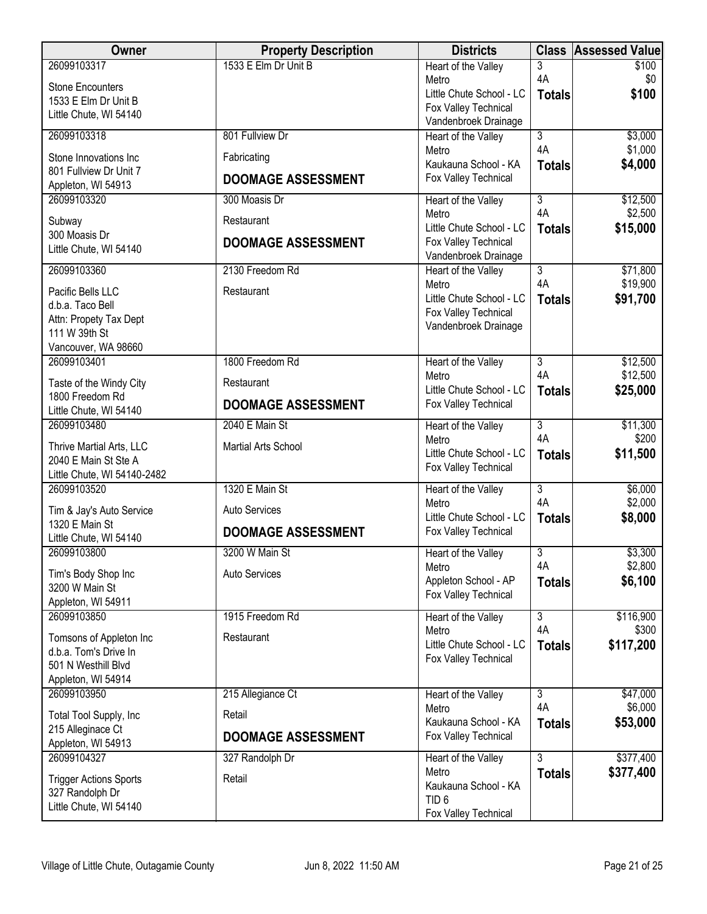| Owner | Property Description | Districts | Class | Assessed Value |
|---|---|---|---|---|
| 26099103317<br>Stone Encounters<br>1533 E Elm Dr Unit B<br>Little Chute, WI 54140 | 1533 E Elm Dr Unit B | Heart of the Valley Metro<br>Little Chute School - LC<br>Fox Valley Technical<br>Vandenbroek Drainage | 3<br>4A<br>**Totals** | $100<br>$0<br>**$100** |
| 26099103318<br>Stone Innovations Inc<br>801 Fullview Dr Unit 7<br>Appleton, WI 54913 | 801 Fullview Dr<br>Fabricating<br>**DOOMAGE ASSESSMENT** | Heart of the Valley Metro<br>Kaukauna School - KA<br>Fox Valley Technical | 3<br>4A<br>**Totals** | $3,000<br>$1,000<br>**$4,000** |
| 26099103320<br>Subway<br>300 Moasis Dr<br>Little Chute, WI 54140 | 300 Moasis Dr<br>Restaurant<br>**DOOMAGE ASSESSMENT** | Heart of the Valley Metro<br>Little Chute School - LC<br>Fox Valley Technical<br>Vandenbroek Drainage | 3<br>4A<br>**Totals** | $12,500<br>$2,500<br>**$15,000** |
| 26099103360<br>Pacific Bells LLC<br>d.b.a. Taco Bell<br>Attn: Propety Tax Dept<br>111 W 39th St<br>Vancouver, WA 98660 | 2130 Freedom Rd<br>Restaurant | Heart of the Valley Metro<br>Little Chute School - LC<br>Fox Valley Technical<br>Vandenbroek Drainage | 3<br>4A<br>**Totals** | $71,800<br>$19,900<br>**$91,700** |
| 26099103401<br>Taste of the Windy City<br>1800 Freedom Rd<br>Little Chute, WI 54140 | 1800 Freedom Rd<br>Restaurant<br>**DOOMAGE ASSESSMENT** | Heart of the Valley Metro<br>Little Chute School - LC<br>Fox Valley Technical | 3<br>4A<br>**Totals** | $12,500<br>$12,500<br>**$25,000** |
| 26099103480<br>Thrive Martial Arts, LLC<br>2040 E Main St Ste A<br>Little Chute, WI 54140-2482 | 2040 E Main St<br>Martial Arts School | Heart of the Valley Metro<br>Little Chute School - LC<br>Fox Valley Technical | 3<br>4A<br>**Totals** | $11,300<br>$200<br>**$11,500** |
| 26099103520<br>Tim & Jay's Auto Service<br>1320 E Main St<br>Little Chute, WI 54140 | 1320 E Main St<br>Auto Services<br>**DOOMAGE ASSESSMENT** | Heart of the Valley Metro<br>Little Chute School - LC<br>Fox Valley Technical | 3<br>4A<br>**Totals** | $6,000<br>$2,000<br>**$8,000** |
| 26099103800<br>Tim's Body Shop Inc<br>3200 W Main St<br>Appleton, WI 54911 | 3200 W Main St<br>Auto Services | Heart of the Valley Metro<br>Appleton School - AP<br>Fox Valley Technical | 3<br>4A<br>**Totals** | $3,300<br>$2,800<br>**$6,100** |
| 26099103850<br>Tomsons of Appleton Inc<br>d.b.a. Tom's Drive In<br>501 N Westhill Blvd<br>Appleton, WI 54914 | 1915 Freedom Rd<br>Restaurant | Heart of the Valley Metro<br>Little Chute School - LC<br>Fox Valley Technical | 3<br>4A<br>**Totals** | $116,900<br>$300<br>**$117,200** |
| 26099103950<br>Total Tool Supply, Inc<br>215 Alleginace Ct<br>Appleton, WI 54913 | 215 Allegiance Ct<br>Retail<br>**DOOMAGE ASSESSMENT** | Heart of the Valley Metro<br>Kaukauna School - KA<br>Fox Valley Technical | 3<br>4A<br>**Totals** | $47,000<br>$6,000<br>**$53,000** |
| 26099104327<br>Trigger Actions Sports<br>327 Randolph Dr<br>Little Chute, WI 54140 | 327 Randolph Dr<br>Retail | Heart of the Valley Metro<br>Kaukauna School - KA<br>TID 6<br>Fox Valley Technical | 3<br>**Totals** | $377,400<br>**$377,400** |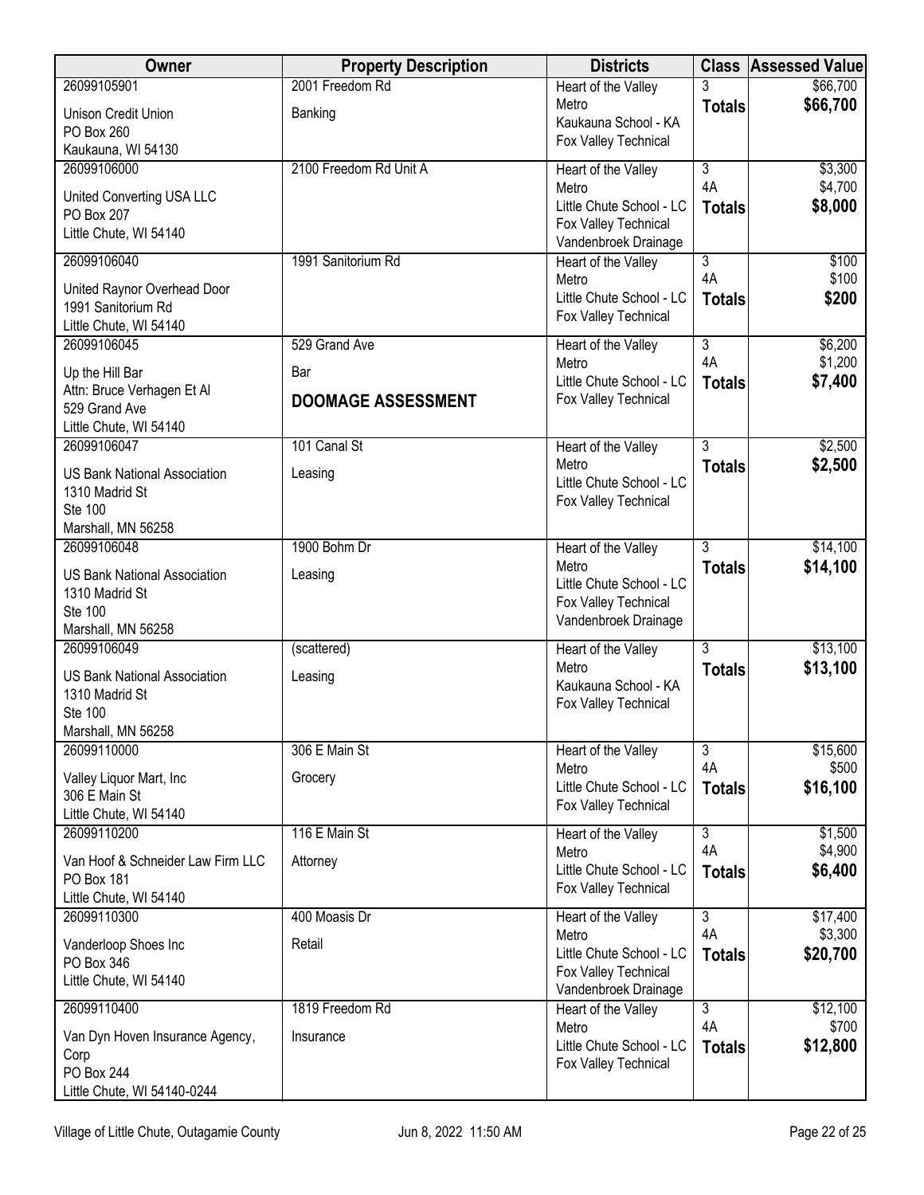| Owner | Property Description | Districts | Class | Assessed Value |
|---|---|---|---|---|
| 26099105901<br>Unison Credit Union<br>PO Box 260<br>Kaukauna, WI 54130 | 2001 Freedom Rd<br>Banking | Heart of the Valley Metro<br>Kaukauna School - KA<br>Fox Valley Technical | 3<br>**Totals** | $66,700<br>**$66,700** |
| 26099106000<br>United Converting USA LLC<br>PO Box 207<br>Little Chute, WI 54140 | 2100 Freedom Rd Unit A | Heart of the Valley Metro<br>Little Chute School - LC<br>Fox Valley Technical<br>Vandenbroek Drainage | 3<br>4A<br>**Totals** | $3,300<br>$4,700<br>**$8,000** |
| 26099106040<br>United Raynor Overhead Door<br>1991 Sanitorium Rd<br>Little Chute, WI 54140 | 1991 Sanitorium Rd | Heart of the Valley Metro<br>Little Chute School - LC<br>Fox Valley Technical | 3<br>4A<br>**Totals** | $100<br>$100<br>**$200** |
| 26099106045<br>Up the Hill Bar<br>Attn: Bruce Verhagen Et Al<br>529 Grand Ave<br>Little Chute, WI 54140 | 529 Grand Ave<br>Bar<br>**DOOMAGE ASSESSMENT** | Heart of the Valley Metro<br>Little Chute School - LC<br>Fox Valley Technical | 3<br>4A<br>**Totals** | $6,200<br>$1,200<br>**$7,400** |
| 26099106047<br>US Bank National Association<br>1310 Madrid St<br>Ste 100<br>Marshall, MN 56258 | 101 Canal St<br>Leasing | Heart of the Valley Metro<br>Little Chute School - LC<br>Fox Valley Technical | 3<br>**Totals** | $2,500<br>**$2,500** |
| 26099106048<br>US Bank National Association<br>1310 Madrid St<br>Ste 100<br>Marshall, MN 56258 | 1900 Bohm Dr<br>Leasing | Heart of the Valley Metro<br>Little Chute School - LC<br>Fox Valley Technical<br>Vandenbroek Drainage | 3<br>**Totals** | $14,100<br>**$14,100** |
| 26099106049<br>US Bank National Association<br>1310 Madrid St<br>Ste 100<br>Marshall, MN 56258 | (scattered)<br>Leasing | Heart of the Valley Metro<br>Kaukauna School - KA<br>Fox Valley Technical | 3<br>**Totals** | $13,100<br>**$13,100** |
| 26099110000<br>Valley Liquor Mart, Inc<br>306 E Main St<br>Little Chute, WI 54140 | 306 E Main St<br>Grocery | Heart of the Valley Metro<br>Little Chute School - LC<br>Fox Valley Technical | 3<br>4A<br>**Totals** | $15,600<br>$500<br>**$16,100** |
| 26099110200<br>Van Hoof & Schneider Law Firm LLC<br>PO Box 181<br>Little Chute, WI 54140 | 116 E Main St<br>Attorney | Heart of the Valley Metro<br>Little Chute School - LC<br>Fox Valley Technical | 3<br>4A<br>**Totals** | $1,500<br>$4,900<br>**$6,400** |
| 26099110300<br>Vanderloop Shoes Inc<br>PO Box 346<br>Little Chute, WI 54140 | 400 Moasis Dr<br>Retail | Heart of the Valley Metro<br>Little Chute School - LC<br>Fox Valley Technical<br>Vandenbroek Drainage | 3<br>4A<br>**Totals** | $17,400<br>$3,300<br>**$20,700** |
| 26099110400<br>Van Dyn Hoven Insurance Agency, Corp<br>PO Box 244<br>Little Chute, WI 54140-0244 | 1819 Freedom Rd<br>Insurance | Heart of the Valley Metro<br>Little Chute School - LC<br>Fox Valley Technical | 3<br>4A<br>**Totals** | $12,100<br>$700<br>**$12,800** |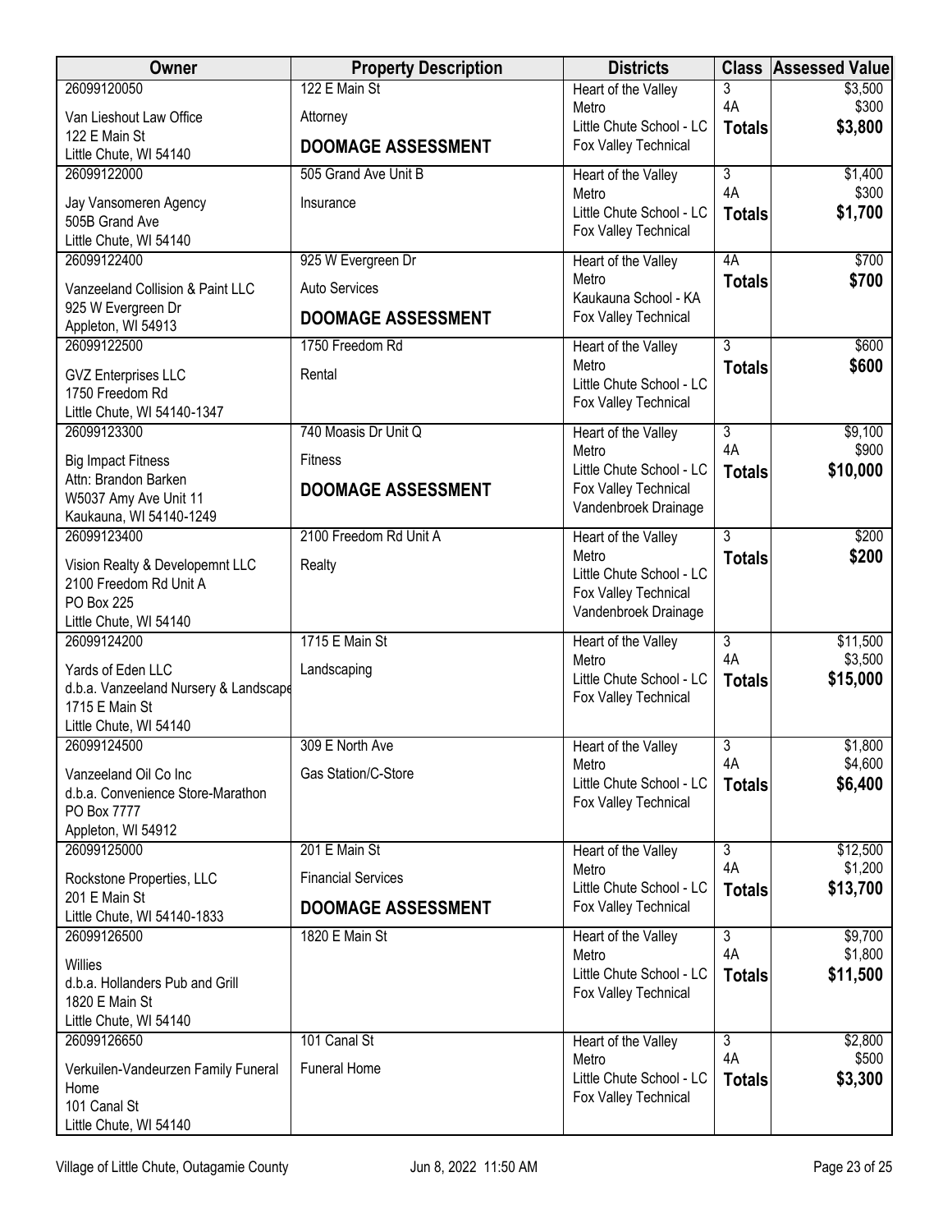| Owner | Property Description | Districts | Class | Assessed Value |
|---|---|---|---|---|
| 26099120050<br>Van Lieshout Law Office<br>122 E Main St<br>Little Chute, WI 54140 | 122 E Main St<br>Attorney<br>**DOOMAGE ASSESSMENT** | Heart of the Valley Metro<br>Little Chute School - LC<br>Fox Valley Technical | 3<br>4A<br>**Totals** | $3,500<br>$300<br>**$3,800** |
| 26099122000<br>Jay Vansomeren Agency<br>505B Grand Ave<br>Little Chute, WI 54140 | 505 Grand Ave Unit B<br>Insurance | Heart of the Valley Metro<br>Little Chute School - LC<br>Fox Valley Technical | 3<br>4A<br>**Totals** | $1,400<br>$300<br>**$1,700** |
| 26099122400<br>Vanzeeland Collision & Paint LLC<br>925 W Evergreen Dr<br>Appleton, WI 54913 | 925 W Evergreen Dr<br>Auto Services<br>**DOOMAGE ASSESSMENT** | Heart of the Valley Metro<br>Kaukauna School - KA<br>Fox Valley Technical | 4A<br>**Totals** | $700<br>**$700** |
| 26099122500<br>GVZ Enterprises LLC<br>1750 Freedom Rd<br>Little Chute, WI 54140-1347 | 1750 Freedom Rd<br>Rental | Heart of the Valley Metro<br>Little Chute School - LC<br>Fox Valley Technical | 3<br>**Totals** | $600<br>**$600** |
| 26099123300<br>Big Impact Fitness<br>Attn: Brandon Barken<br>W5037 Amy Ave Unit 11<br>Kaukauna, WI 54140-1249 | 740 Moasis Dr Unit Q<br>Fitness<br>**DOOMAGE ASSESSMENT** | Heart of the Valley Metro<br>Little Chute School - LC<br>Fox Valley Technical<br>Vandenbroek Drainage | 3<br>4A<br>**Totals** | $9,100<br>$900<br>**$10,000** |
| 26099123400<br>Vision Realty & Developemnt LLC<br>2100 Freedom Rd Unit A<br>PO Box 225<br>Little Chute, WI 54140 | 2100 Freedom Rd Unit A<br>Realty | Heart of the Valley Metro<br>Little Chute School - LC<br>Fox Valley Technical<br>Vandenbroek Drainage | 3<br>**Totals** | $200<br>**$200** |
| 26099124200<br>Yards of Eden LLC<br>d.b.a. Vanzeeland Nursery & Landscape<br>1715 E Main St<br>Little Chute, WI 54140 | 1715 E Main St<br>Landscaping | Heart of the Valley Metro<br>Little Chute School - LC<br>Fox Valley Technical | 3<br>4A<br>**Totals** | $11,500<br>$3,500<br>**$15,000** |
| 26099124500<br>Vanzeeland Oil Co Inc<br>d.b.a. Convenience Store-Marathon<br>PO Box 7777<br>Appleton, WI 54912 | 309 E North Ave<br>Gas Station/C-Store | Heart of the Valley Metro<br>Little Chute School - LC<br>Fox Valley Technical | 3<br>4A<br>**Totals** | $1,800<br>$4,600<br>**$6,400** |
| 26099125000<br>Rockstone Properties, LLC<br>201 E Main St<br>Little Chute, WI 54140-1833 | 201 E Main St<br>Financial Services<br>**DOOMAGE ASSESSMENT** | Heart of the Valley Metro<br>Little Chute School - LC<br>Fox Valley Technical | 3<br>4A<br>**Totals** | $12,500<br>$1,200<br>**$13,700** |
| 26099126500<br>Willies<br>d.b.a. Hollanders Pub and Grill<br>1820 E Main St<br>Little Chute, WI 54140 | 1820 E Main St | Heart of the Valley Metro<br>Little Chute School - LC<br>Fox Valley Technical | 3<br>4A<br>**Totals** | $9,700<br>$1,800<br>**$11,500** |
| 26099126650<br>Verkuilen-Vandeurzen Family Funeral Home<br>101 Canal St<br>Little Chute, WI 54140 | 101 Canal St<br>Funeral Home | Heart of the Valley Metro<br>Little Chute School - LC<br>Fox Valley Technical | 3<br>4A<br>**Totals** | $2,800<br>$500<br>**$3,300** |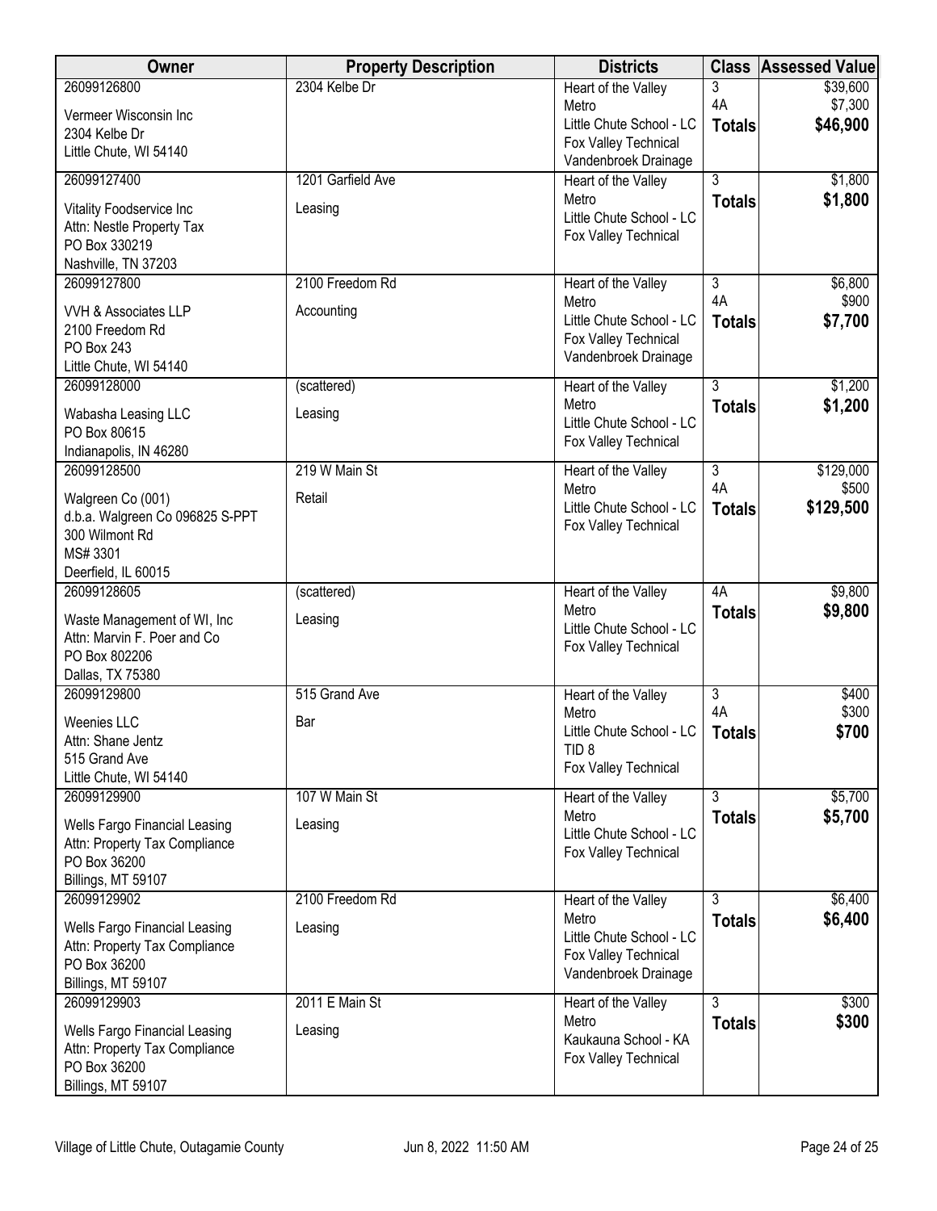| Owner | Property Description | Districts | Class | Assessed Value |
|---|---|---|---|---|
| 26099126800<br>Vermeer Wisconsin Inc<br>2304 Kelbe Dr<br>Little Chute, WI 54140 | 2304 Kelbe Dr | Heart of the Valley Metro<br>Little Chute School - LC<br>Fox Valley Technical<br>Vandenbroek Drainage | 3<br>4A<br>**Totals** | $39,600<br>$7,300<br>**$46,900** |
| 26099127400<br>Vitality Foodservice Inc<br>Attn: Nestle Property Tax<br>PO Box 330219<br>Nashville, TN 37203 | 1201 Garfield Ave<br>Leasing | Heart of the Valley Metro<br>Little Chute School - LC<br>Fox Valley Technical | 3<br>**Totals** | $1,800<br>**$1,800** |
| 26099127800<br>VVH & Associates LLP<br>2100 Freedom Rd<br>PO Box 243<br>Little Chute, WI 54140 | 2100 Freedom Rd<br>Accounting | Heart of the Valley Metro<br>Little Chute School - LC<br>Fox Valley Technical<br>Vandenbroek Drainage | 3<br>4A<br>**Totals** | $6,800<br>$900<br>**$7,700** |
| 26099128000<br>Wabasha Leasing LLC<br>PO Box 80615<br>Indianapolis, IN 46280 | (scattered)<br>Leasing | Heart of the Valley Metro<br>Little Chute School - LC<br>Fox Valley Technical | 3<br>**Totals** | $1,200<br>**$1,200** |
| 26099128500<br>Walgreen Co (001)<br>d.b.a. Walgreen Co 096825 S-PPT<br>300 Wilmont Rd<br>MS# 3301<br>Deerfield, IL 60015 | 219 W Main St<br>Retail | Heart of the Valley Metro<br>Little Chute School - LC<br>Fox Valley Technical | 3<br>4A<br>**Totals** | $129,000<br>$500<br>**$129,500** |
| 26099128605<br>Waste Management of WI, Inc<br>Attn: Marvin F. Poer and Co<br>PO Box 802206<br>Dallas, TX 75380 | (scattered)<br>Leasing | Heart of the Valley Metro<br>Little Chute School - LC<br>Fox Valley Technical | 4A<br>**Totals** | $9,800<br>**$9,800** |
| 26099129800<br>Weenies LLC<br>Attn: Shane Jentz<br>515 Grand Ave<br>Little Chute, WI 54140 | 515 Grand Ave<br>Bar | Heart of the Valley Metro<br>Little Chute School - LC<br>TID 8<br>Fox Valley Technical | 3<br>4A<br>**Totals** | $400<br>$300<br>**$700** |
| 26099129900<br>Wells Fargo Financial Leasing<br>Attn: Property Tax Compliance<br>PO Box 36200<br>Billings, MT 59107 | 107 W Main St<br>Leasing | Heart of the Valley Metro<br>Little Chute School - LC<br>Fox Valley Technical | 3<br>**Totals** | $5,700<br>**$5,700** |
| 26099129902<br>Wells Fargo Financial Leasing<br>Attn: Property Tax Compliance<br>PO Box 36200<br>Billings, MT 59107 | 2100 Freedom Rd<br>Leasing | Heart of the Valley Metro<br>Little Chute School - LC<br>Fox Valley Technical<br>Vandenbroek Drainage | 3<br>**Totals** | $6,400<br>**$6,400** |
| 26099129903<br>Wells Fargo Financial Leasing<br>Attn: Property Tax Compliance<br>PO Box 36200<br>Billings, MT 59107 | 2011 E Main St<br>Leasing | Heart of the Valley Metro<br>Kaukauna School - KA<br>Fox Valley Technical | 3<br>**Totals** | $300<br>**$300** |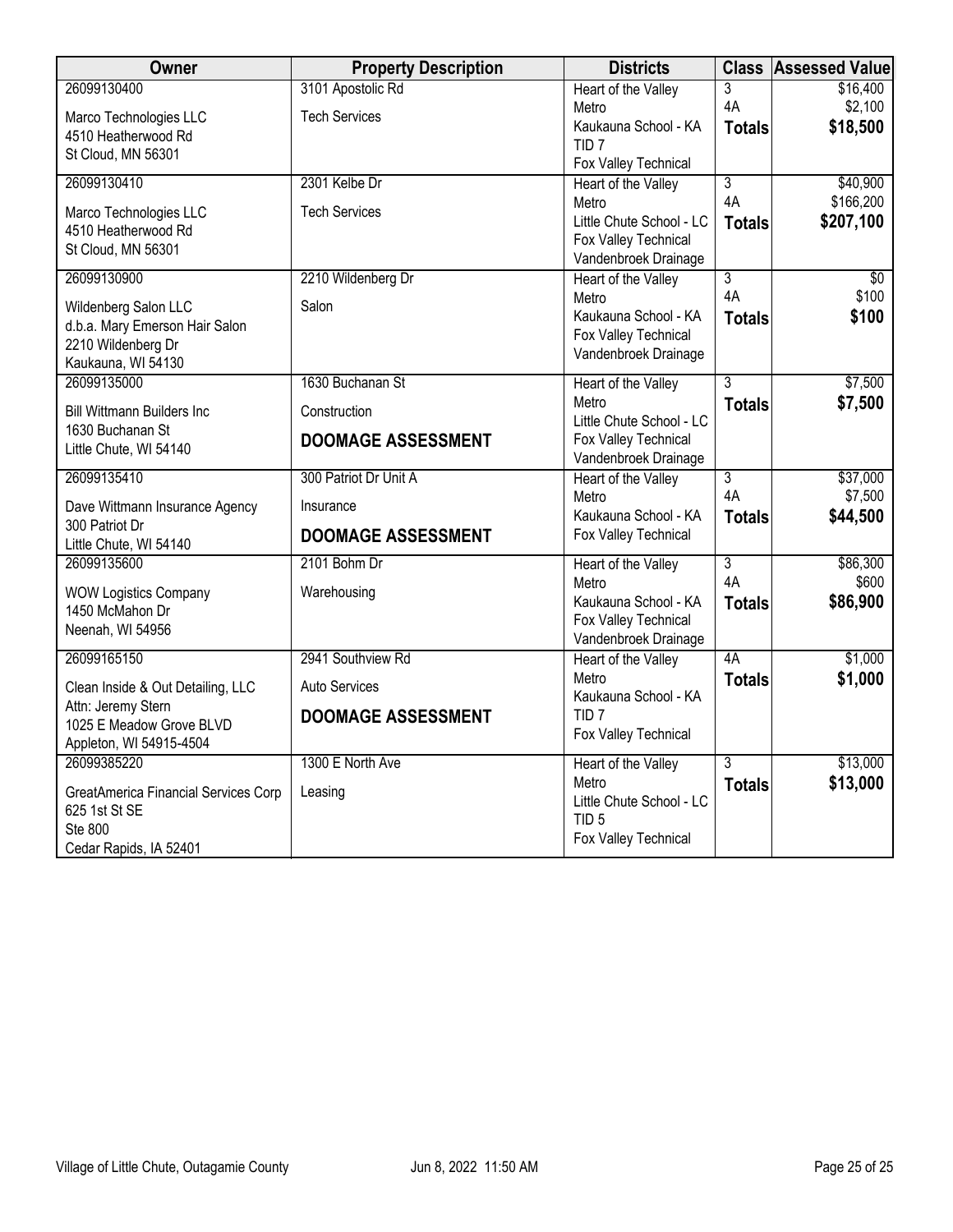| Owner | Property Description | Districts | Class | Assessed Value |
|---|---|---|---|---|
| 26099130400<br>Marco Technologies LLC<br>4510 Heatherwood Rd<br>St Cloud, MN 56301 | 3101 Apostolic Rd<br>Tech Services | Heart of the Valley Metro<br>Kaukauna School - KA<br>TID 7<br>Fox Valley Technical | 3<br>4A<br>**Totals** | $16,400<br>$2,100<br>**$18,500** |
| 26099130410<br>Marco Technologies LLC<br>4510 Heatherwood Rd<br>St Cloud, MN 56301 | 2301 Kelbe Dr<br>Tech Services | Heart of the Valley Metro<br>Little Chute School - LC<br>Fox Valley Technical<br>Vandenbroek Drainage | 3<br>4A<br>**Totals** | $40,900<br>$166,200<br>**$207,100** |
| 26099130900<br>Wildenberg Salon LLC<br>d.b.a. Mary Emerson Hair Salon<br>2210 Wildenberg Dr<br>Kaukauna, WI 54130 | 2210 Wildenberg Dr<br>Salon | Heart of the Valley Metro<br>Kaukauna School - KA<br>Fox Valley Technical<br>Vandenbroek Drainage | 3<br>4A<br>**Totals** | $0<br>$100<br>**$100** |
| 26099135000<br>Bill Wittmann Builders Inc<br>1630 Buchanan St<br>Little Chute, WI 54140 | 1630 Buchanan St<br>Construction<br>**DOOMAGE ASSESSMENT** | Heart of the Valley Metro<br>Little Chute School - LC<br>Fox Valley Technical<br>Vandenbroek Drainage | 3<br>**Totals** | $7,500<br>**$7,500** |
| 26099135410<br>Dave Wittmann Insurance Agency<br>300 Patriot Dr<br>Little Chute, WI 54140 | 300 Patriot Dr Unit A<br>Insurance<br>**DOOMAGE ASSESSMENT** | Heart of the Valley Metro<br>Kaukauna School - KA<br>Fox Valley Technical | 3<br>4A<br>**Totals** | $37,000<br>$7,500<br>**$44,500** |
| 26099135600<br>WOW Logistics Company<br>1450 McMahon Dr<br>Neenah, WI 54956 | 2101 Bohm Dr<br>Warehousing | Heart of the Valley Metro<br>Kaukauna School - KA<br>Fox Valley Technical<br>Vandenbroek Drainage | 3<br>4A<br>**Totals** | $86,300<br>$600<br>**$86,900** |
| 26099165150<br>Clean Inside & Out Detailing, LLC<br>Attn: Jeremy Stern<br>1025 E Meadow Grove BLVD<br>Appleton, WI 54915-4504 | 2941 Southview Rd<br>Auto Services<br>**DOOMAGE ASSESSMENT** | Heart of the Valley Metro<br>Kaukauna School - KA<br>TID 7<br>Fox Valley Technical | 4A<br>**Totals** | $1,000<br>**$1,000** |
| 26099385220<br>GreatAmerica Financial Services Corp<br>625 1st St SE<br>Ste 800<br>Cedar Rapids, IA 52401 | 1300 E North Ave<br>Leasing | Heart of the Valley Metro<br>Little Chute School - LC<br>TID 5<br>Fox Valley Technical | 3<br>**Totals** | $13,000<br>**$13,000** |